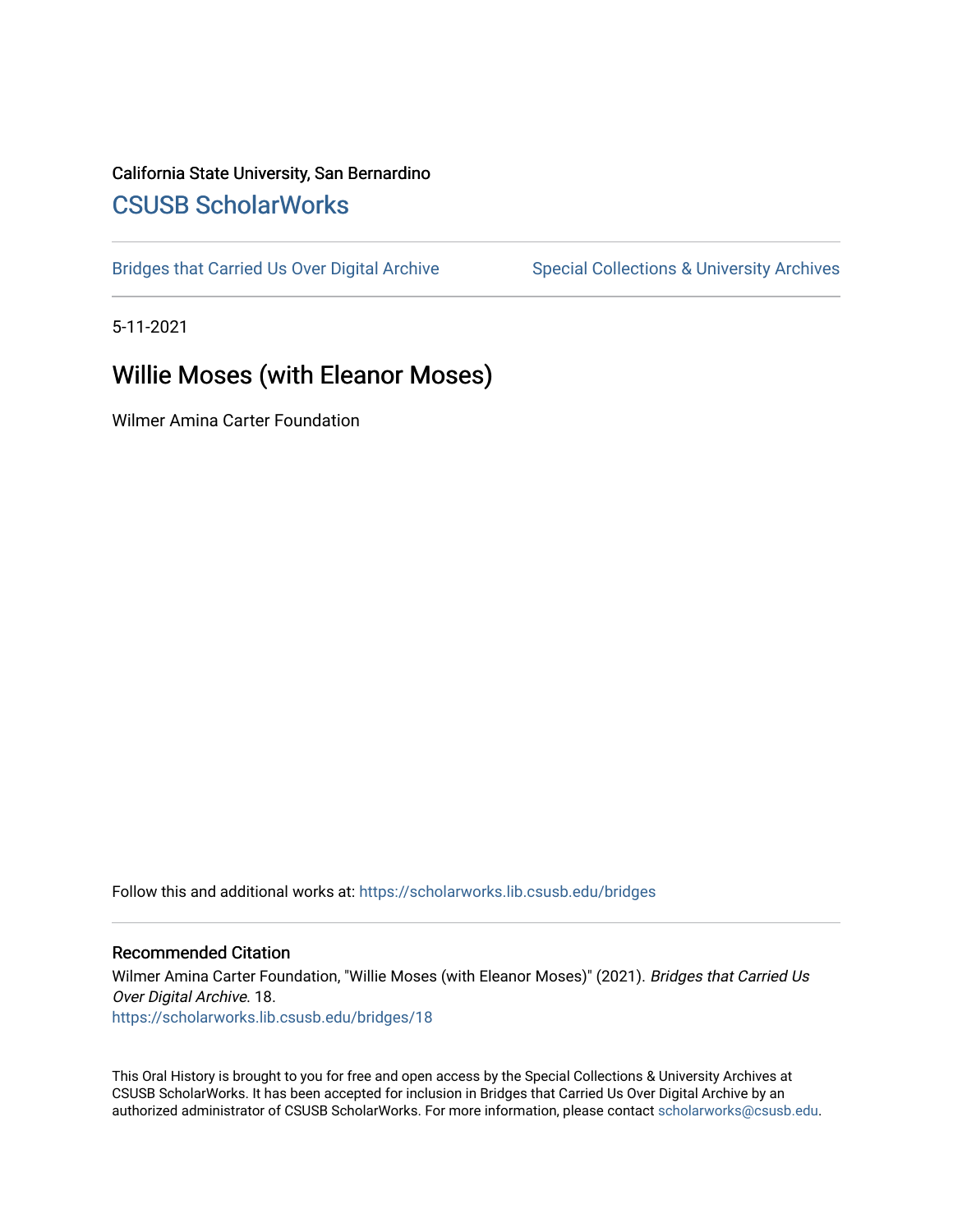California State University, San Bernardino

## CSUSB ScholarWorks

Bridges that Carried Us Over Digital Archive | Special Collections & University Archives

5-11-2021

# Willie Moses (with Eleanor Moses)

Wilmer Amina Carter Foundation

Follow this and additional works at: https://scholarworks.lib.csusb.edu/bridges

### Recommended Citation

Wilmer Amina Carter Foundation, "Willie Moses (with Eleanor Moses)" (2021). *Bridges that Carried Us Over Digital Archive*. 18.
https://scholarworks.lib.csusb.edu/bridges/18

This Oral History is brought to you for free and open access by the Special Collections & University Archives at CSUSB ScholarWorks. It has been accepted for inclusion in Bridges that Carried Us Over Digital Archive by an authorized administrator of CSUSB ScholarWorks. For more information, please contact scholarworks@csusb.edu.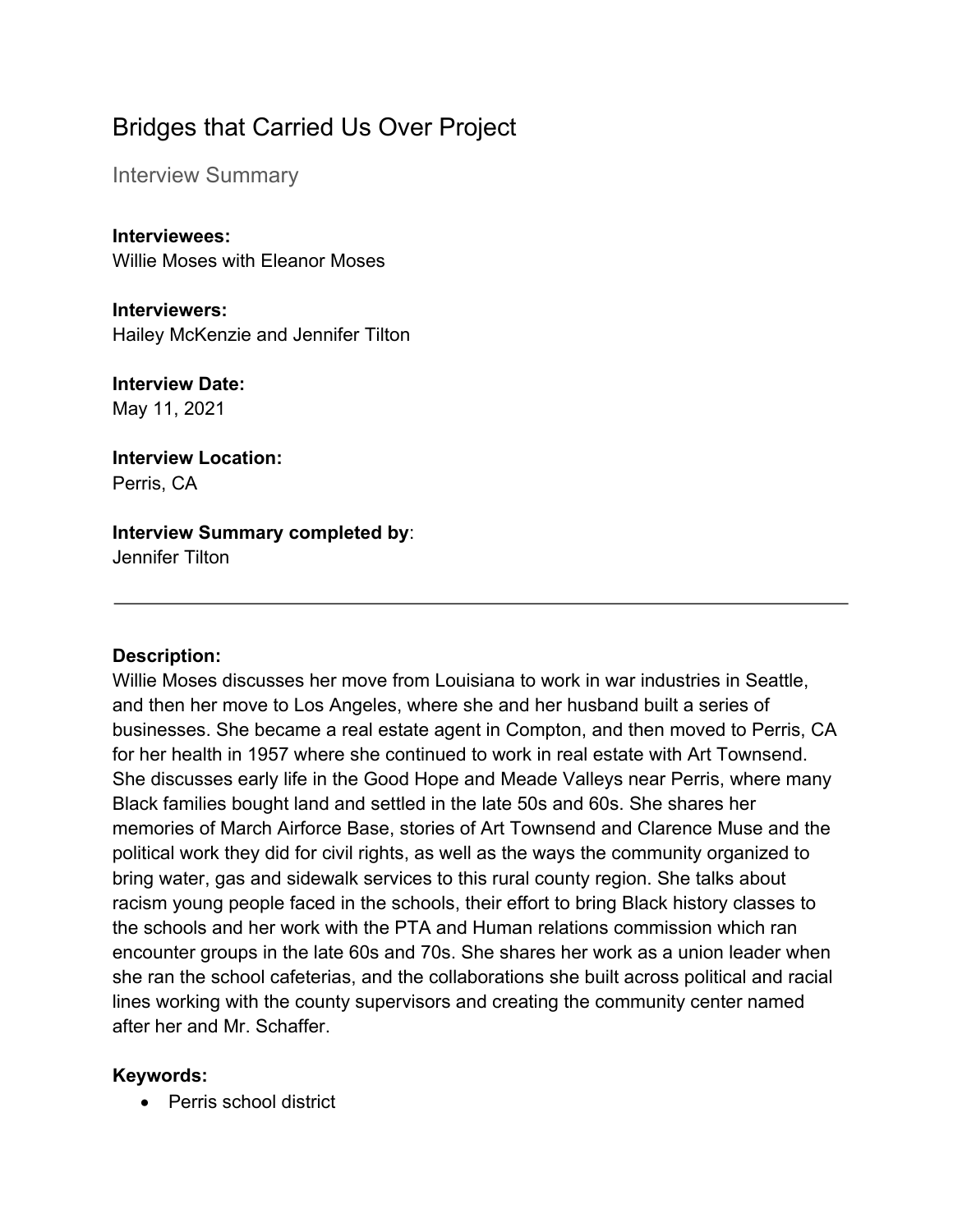# Bridges that Carried Us Over Project

## Interview Summary

**Interviewees:**
Willie Moses with Eleanor Moses

**Interviewers:**
Hailey McKenzie and Jennifer Tilton

**Interview Date:**
May 11, 2021

**Interview Location:**
Perris, CA

**Interview Summary completed by**:
Jennifer Tilton

---

**Description:**
Willie Moses discusses her move from Louisiana to work in war industries in Seattle, and then her move to Los Angeles, where she and her husband built a series of businesses. She became a real estate agent in Compton, and then moved to Perris, CA for her health in 1957 where she continued to work in real estate with Art Townsend. She discusses early life in the Good Hope and Meade Valleys near Perris, where many Black families bought land and settled in the late 50s and 60s. She shares her memories of March Airforce Base, stories of Art Townsend and Clarence Muse and the political work they did for civil rights, as well as the ways the community organized to bring water, gas and sidewalk services to this rural county region. She talks about racism young people faced in the schools, their effort to bring Black history classes to the schools and her work with the PTA and Human relations commission which ran encounter groups in the late 60s and 70s. She shares her work as a union leader when she ran the school cafeterias, and the collaborations she built across political and racial lines working with the county supervisors and creating the community center named after her and Mr. Schaffer.

**Keywords:**

- Perris school district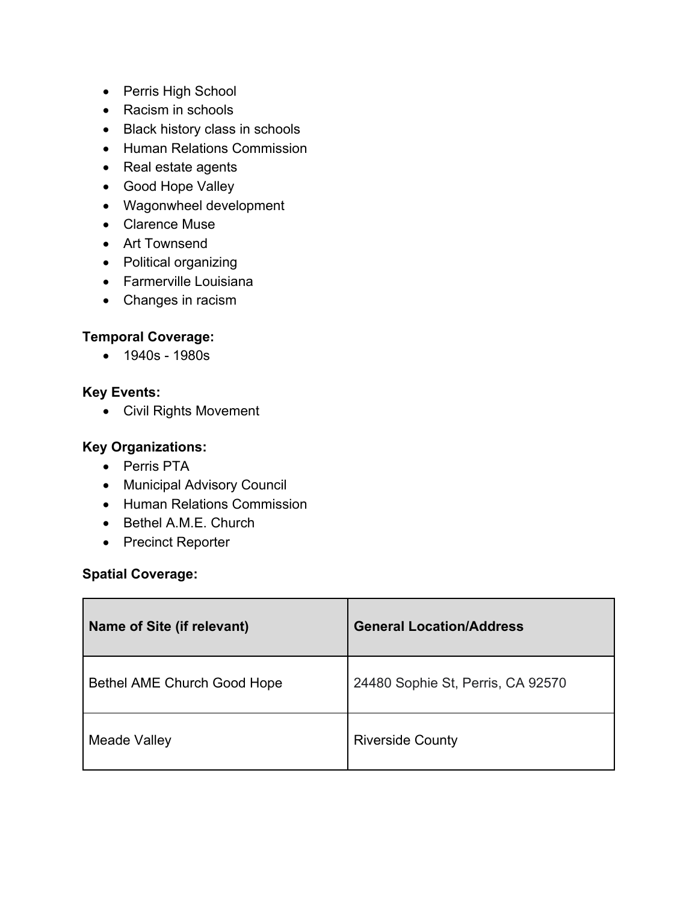- Perris High School
- Racism in schools
- Black history class in schools
- Human Relations Commission
- Real estate agents
- Good Hope Valley
- Wagonwheel development
- Clarence Muse
- Art Townsend
- Political organizing
- Farmerville Louisiana
- Changes in racism

**Temporal Coverage:**

- 1940s - 1980s

**Key Events:**

- Civil Rights Movement

**Key Organizations:**

- Perris PTA
- Municipal Advisory Council
- Human Relations Commission
- Bethel A.M.E. Church
- Precinct Reporter

**Spatial Coverage:**

| Name of Site (if relevant) | General Location/Address |
| --- | --- |
| Bethel AME Church Good Hope | 24480 Sophie St, Perris, CA 92570 |
| Meade Valley | Riverside County |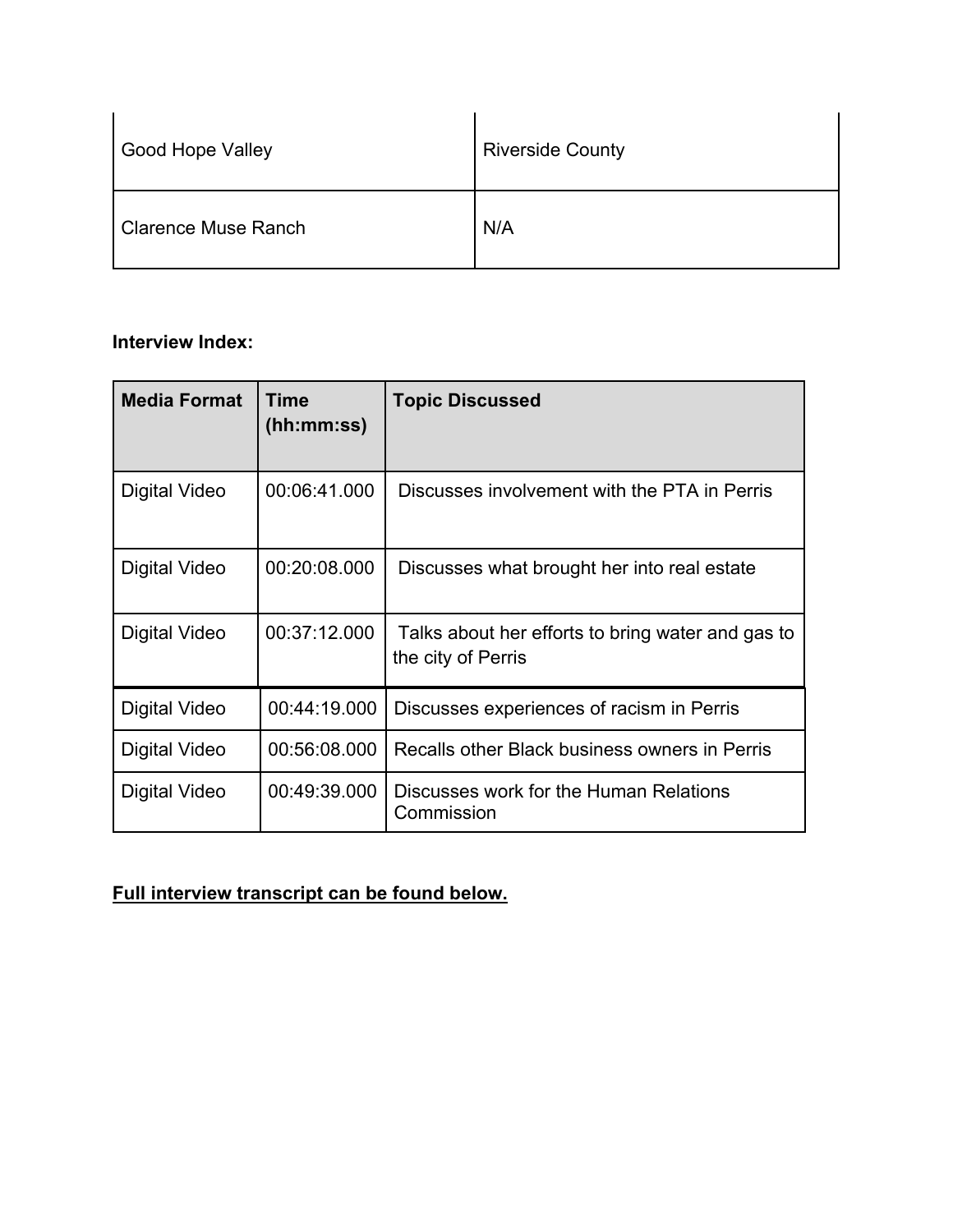| Good Hope Valley | Riverside County |
|---|---|
| Clarence Muse Ranch | N/A |

**Interview Index:**

| Media Format | Time (hh:mm:ss) | Topic Discussed |
|---|---|---|
| Digital Video | 00:06:41.000 | Discusses involvement with the PTA in Perris |
| Digital Video | 00:20:08.000 | Discusses what brought her into real estate |
| Digital Video | 00:37:12.000 | Talks about her efforts to bring water and gas to the city of Perris |
| Digital Video | 00:44:19.000 | Discusses experiences of racism in Perris |
| Digital Video | 00:56:08.000 | Recalls other Black business owners in Perris |
| Digital Video | 00:49:39.000 | Discusses work for the Human Relations Commission |

**Full interview transcript can be found below.**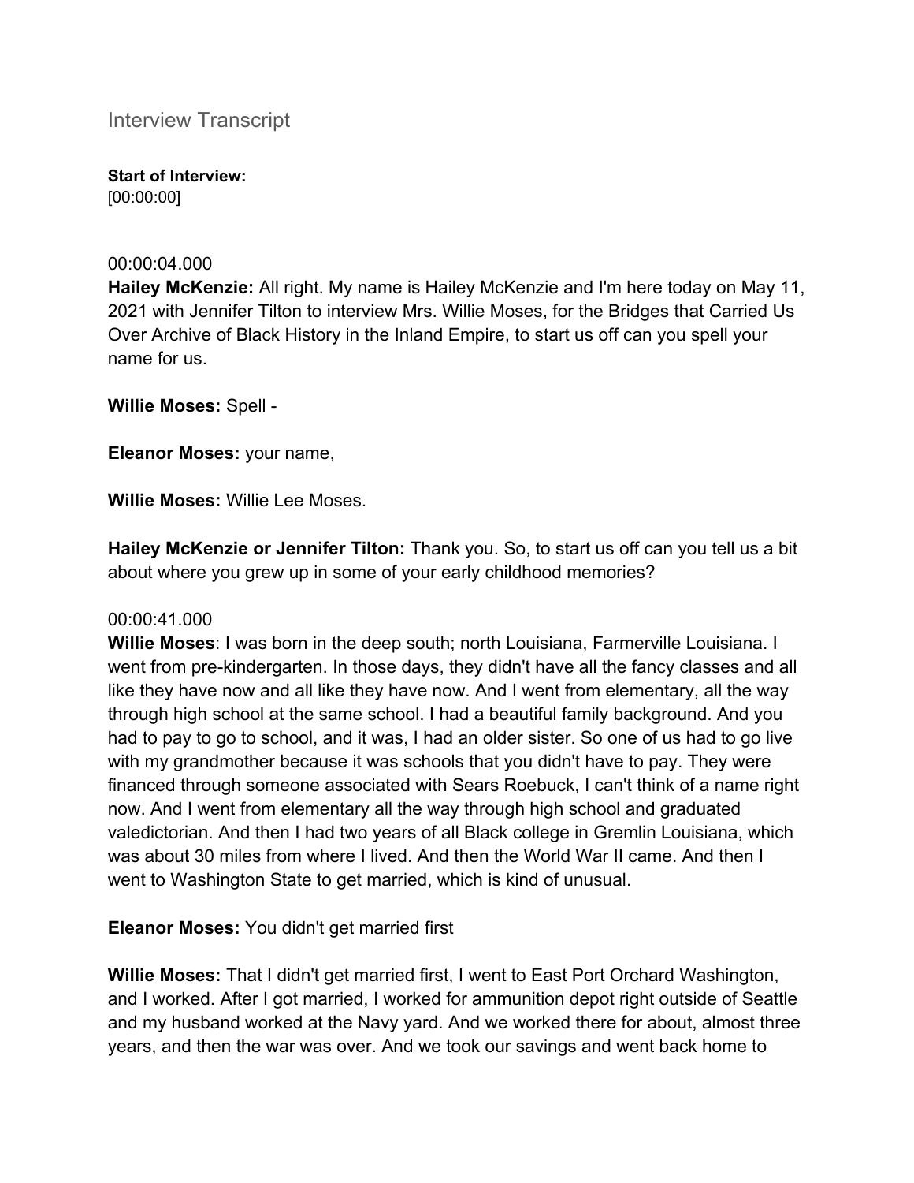Interview Transcript

**Start of Interview:**
[00:00:00]

00:00:04.000
**Hailey McKenzie:** All right. My name is Hailey McKenzie and I'm here today on May 11, 2021 with Jennifer Tilton to interview Mrs. Willie Moses, for the Bridges that Carried Us Over Archive of Black History in the Inland Empire, to start us off can you spell your name for us.

**Willie Moses:** Spell -

**Eleanor Moses:** your name,

**Willie Moses:** Willie Lee Moses.

**Hailey McKenzie or Jennifer Tilton:** Thank you. So, to start us off can you tell us a bit about where you grew up in some of your early childhood memories?

00:00:41.000
**Willie Moses**: I was born in the deep south; north Louisiana, Farmerville Louisiana. I went from pre-kindergarten. In those days, they didn't have all the fancy classes and all like they have now and all like they have now. And I went from elementary, all the way through high school at the same school. I had a beautiful family background. And you had to pay to go to school, and it was, I had an older sister. So one of us had to go live with my grandmother because it was schools that you didn't have to pay. They were financed through someone associated with Sears Roebuck, I can't think of a name right now. And I went from elementary all the way through high school and graduated valedictorian. And then I had two years of all Black college in Gremlin Louisiana, which was about 30 miles from where I lived. And then the World War II came. And then I went to Washington State to get married, which is kind of unusual.

**Eleanor Moses:** You didn't get married first

**Willie Moses:** That I didn't get married first, I went to East Port Orchard Washington, and I worked. After I got married, I worked for ammunition depot right outside of Seattle and my husband worked at the Navy yard. And we worked there for about, almost three years, and then the war was over. And we took our savings and went back home to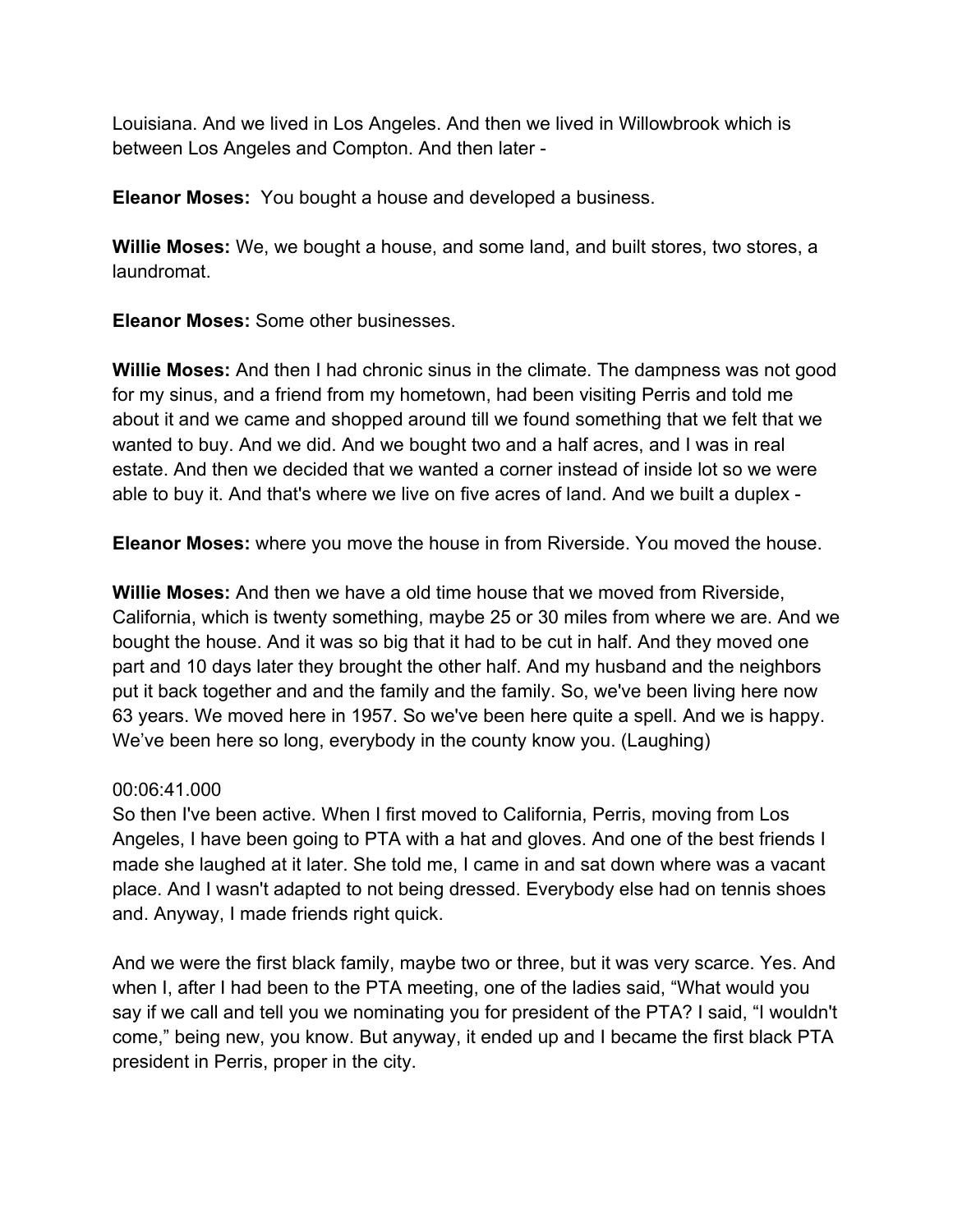Louisiana. And we lived in Los Angeles. And then we lived in Willowbrook which is between Los Angeles and Compton. And then later -

**Eleanor Moses:** You bought a house and developed a business.

**Willie Moses:** We, we bought a house, and some land, and built stores, two stores, a laundromat.

**Eleanor Moses:** Some other businesses.

**Willie Moses:** And then I had chronic sinus in the climate. The dampness was not good for my sinus, and a friend from my hometown, had been visiting Perris and told me about it and we came and shopped around till we found something that we felt that we wanted to buy. And we did. And we bought two and a half acres, and I was in real estate. And then we decided that we wanted a corner instead of inside lot so we were able to buy it. And that's where we live on five acres of land. And we built a duplex -

**Eleanor Moses:** where you move the house in from Riverside. You moved the house.

**Willie Moses:** And then we have a old time house that we moved from Riverside, California, which is twenty something, maybe 25 or 30 miles from where we are. And we bought the house. And it was so big that it had to be cut in half. And they moved one part and 10 days later they brought the other half. And my husband and the neighbors put it back together and and the family and the family. So, we've been living here now 63 years. We moved here in 1957. So we've been here quite a spell. And we is happy. We've been here so long, everybody in the county know you. (Laughing)

00:06:41.000
So then I've been active. When I first moved to California, Perris, moving from Los Angeles, I have been going to PTA with a hat and gloves. And one of the best friends I made she laughed at it later. She told me, I came in and sat down where was a vacant place. And I wasn't adapted to not being dressed. Everybody else had on tennis shoes and. Anyway, I made friends right quick.

And we were the first black family, maybe two or three, but it was very scarce. Yes. And when I, after I had been to the PTA meeting, one of the ladies said, "What would you say if we call and tell you we nominating you for president of the PTA? I said, "I wouldn't come," being new, you know. But anyway, it ended up and I became the first black PTA president in Perris, proper in the city.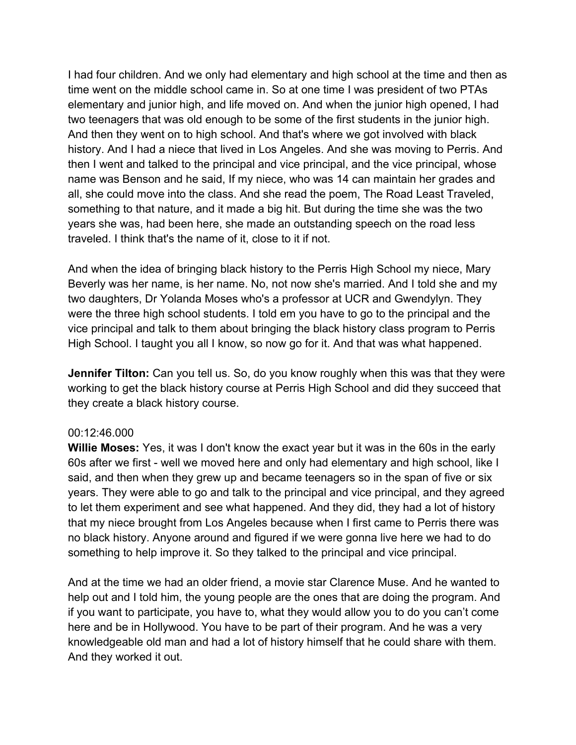I had four children. And we only had elementary and high school at the time and then as time went on the middle school came in. So at one time I was president of two PTAs elementary and junior high, and life moved on. And when the junior high opened, I had two teenagers that was old enough to be some of the first students in the junior high. And then they went on to high school. And that's where we got involved with black history. And I had a niece that lived in Los Angeles. And she was moving to Perris. And then I went and talked to the principal and vice principal, and the vice principal, whose name was Benson and he said, If my niece, who was 14 can maintain her grades and all, she could move into the class. And she read the poem, The Road Least Traveled, something to that nature, and it made a big hit. But during the time she was the two years she was, had been here, she made an outstanding speech on the road less traveled. I think that's the name of it, close to it if not.

And when the idea of bringing black history to the Perris High School my niece, Mary Beverly was her name, is her name. No, not now she's married. And I told she and my two daughters, Dr Yolanda Moses who's a professor at UCR and Gwendylyn. They were the three high school students. I told em you have to go to the principal and the vice principal and talk to them about bringing the black history class program to Perris High School. I taught you all I know, so now go for it. And that was what happened.

**Jennifer Tilton:** Can you tell us. So, do you know roughly when this was that they were working to get the black history course at Perris High School and did they succeed that they create a black history course.

00:12:46.000
**Willie Moses:** Yes, it was I don't know the exact year but it was in the 60s in the early 60s after we first - well we moved here and only had elementary and high school, like I said, and then when they grew up and became teenagers so in the span of five or six years. They were able to go and talk to the principal and vice principal, and they agreed to let them experiment and see what happened. And they did, they had a lot of history that my niece brought from Los Angeles because when I first came to Perris there was no black history. Anyone around and figured if we were gonna live here we had to do something to help improve it. So they talked to the principal and vice principal.

And at the time we had an older friend, a movie star Clarence Muse. And he wanted to help out and I told him, the young people are the ones that are doing the program. And if you want to participate, you have to, what they would allow you to do you can't come here and be in Hollywood. You have to be part of their program. And he was a very knowledgeable old man and had a lot of history himself that he could share with them. And they worked it out.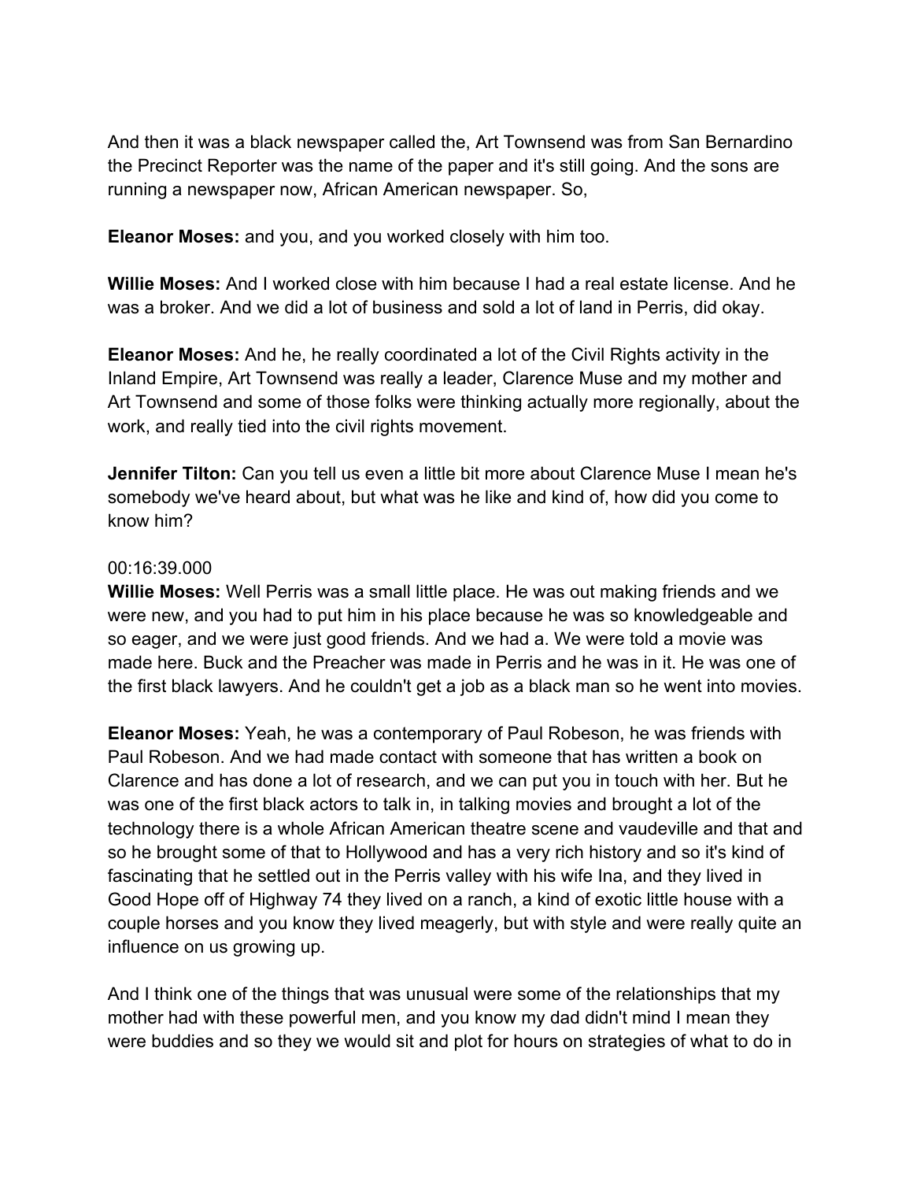And then it was a black newspaper called the, Art Townsend was from San Bernardino the Precinct Reporter was the name of the paper and it's still going. And the sons are running a newspaper now, African American newspaper. So,

**Eleanor Moses:** and you, and you worked closely with him too.

**Willie Moses:** And I worked close with him because I had a real estate license. And he was a broker. And we did a lot of business and sold a lot of land in Perris, did okay.

**Eleanor Moses:** And he, he really coordinated a lot of the Civil Rights activity in the Inland Empire, Art Townsend was really a leader, Clarence Muse and my mother and Art Townsend and some of those folks were thinking actually more regionally, about the work, and really tied into the civil rights movement.

**Jennifer Tilton:** Can you tell us even a little bit more about Clarence Muse I mean he's somebody we've heard about, but what was he like and kind of, how did you come to know him?

00:16:39.000

**Willie Moses:** Well Perris was a small little place. He was out making friends and we were new, and you had to put him in his place because he was so knowledgeable and so eager, and we were just good friends. And we had a. We were told a movie was made here. Buck and the Preacher was made in Perris and he was in it. He was one of the first black lawyers. And he couldn't get a job as a black man so he went into movies.

**Eleanor Moses:** Yeah, he was a contemporary of Paul Robeson, he was friends with Paul Robeson. And we had made contact with someone that has written a book on Clarence and has done a lot of research, and we can put you in touch with her. But he was one of the first black actors to talk in, in talking movies and brought a lot of the technology there is a whole African American theatre scene and vaudeville and that and so he brought some of that to Hollywood and has a very rich history and so it's kind of fascinating that he settled out in the Perris valley with his wife Ina, and they lived in Good Hope off of Highway 74 they lived on a ranch, a kind of exotic little house with a couple horses and you know they lived meagerly, but with style and were really quite an influence on us growing up.

And I think one of the things that was unusual were some of the relationships that my mother had with these powerful men, and you know my dad didn't mind I mean they were buddies and so they we would sit and plot for hours on strategies of what to do in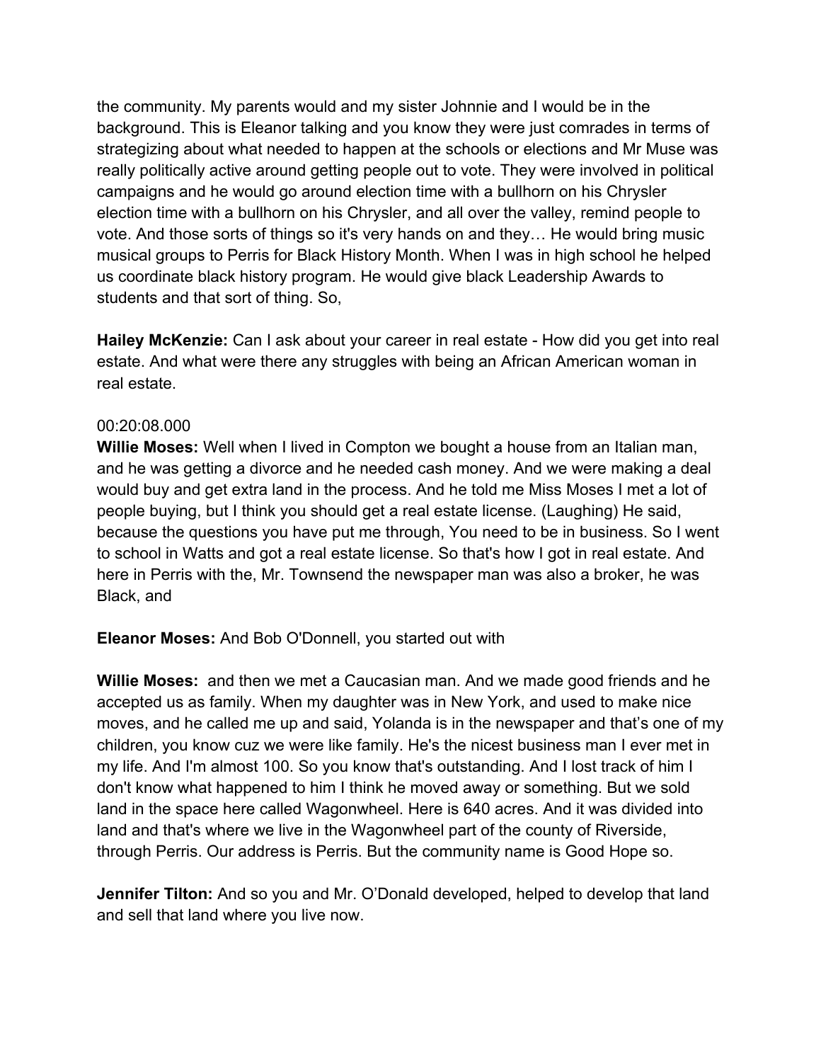the community. My parents would and my sister Johnnie and I would be in the background. This is Eleanor talking and you know they were just comrades in terms of strategizing about what needed to happen at the schools or elections and Mr Muse was really politically active around getting people out to vote. They were involved in political campaigns and he would go around election time with a bullhorn on his Chrysler election time with a bullhorn on his Chrysler, and all over the valley, remind people to vote. And those sorts of things so it's very hands on and they… He would bring music musical groups to Perris for Black History Month. When I was in high school he helped us coordinate black history program. He would give black Leadership Awards to students and that sort of thing. So,

**Hailey McKenzie:** Can I ask about your career in real estate - How did you get into real estate. And what were there any struggles with being an African American woman in real estate.

00:20:08.000

**Willie Moses:** Well when I lived in Compton we bought a house from an Italian man, and he was getting a divorce and he needed cash money. And we were making a deal would buy and get extra land in the process. And he told me Miss Moses I met a lot of people buying, but I think you should get a real estate license. (Laughing) He said, because the questions you have put me through, You need to be in business. So I went to school in Watts and got a real estate license. So that's how I got in real estate. And here in Perris with the, Mr. Townsend the newspaper man was also a broker, he was Black, and

**Eleanor Moses:** And Bob O'Donnell, you started out with

**Willie Moses:** and then we met a Caucasian man. And we made good friends and he accepted us as family. When my daughter was in New York, and used to make nice moves, and he called me up and said, Yolanda is in the newspaper and that's one of my children, you know cuz we were like family. He's the nicest business man I ever met in my life. And I'm almost 100. So you know that's outstanding. And I lost track of him I don't know what happened to him I think he moved away or something. But we sold land in the space here called Wagonwheel. Here is 640 acres. And it was divided into land and that's where we live in the Wagonwheel part of the county of Riverside, through Perris. Our address is Perris. But the community name is Good Hope so.

**Jennifer Tilton:** And so you and Mr. O'Donald developed, helped to develop that land and sell that land where you live now.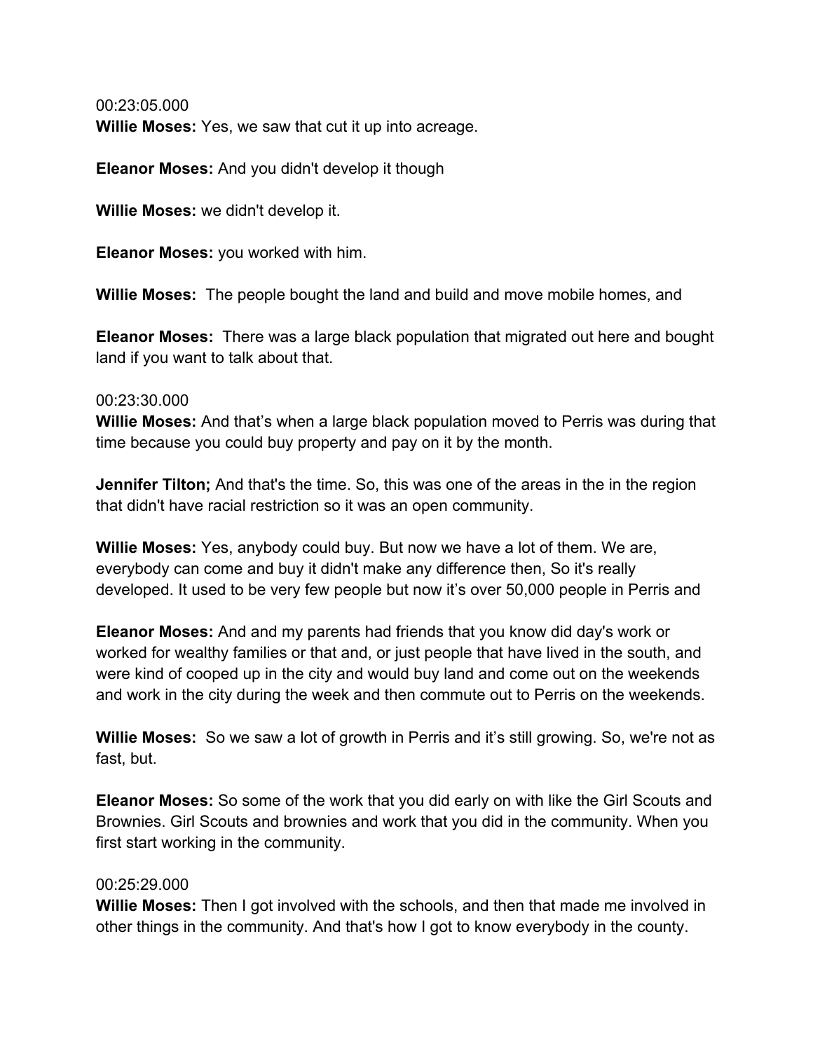00:23:05.000

**Willie Moses:** Yes, we saw that cut it up into acreage.

**Eleanor Moses:** And you didn't develop it though

**Willie Moses:** we didn't develop it.

**Eleanor Moses:** you worked with him.

**Willie Moses:** The people bought the land and build and move mobile homes, and

**Eleanor Moses:** There was a large black population that migrated out here and bought land if you want to talk about that.

00:23:30.000

**Willie Moses:** And that's when a large black population moved to Perris was during that time because you could buy property and pay on it by the month.

**Jennifer Tilton;** And that's the time. So, this was one of the areas in the in the region that didn't have racial restriction so it was an open community.

**Willie Moses:** Yes, anybody could buy. But now we have a lot of them. We are, everybody can come and buy it didn't make any difference then, So it's really developed. It used to be very few people but now it's over 50,000 people in Perris and

**Eleanor Moses:** And and my parents had friends that you know did day's work or worked for wealthy families or that and, or just people that have lived in the south, and were kind of cooped up in the city and would buy land and come out on the weekends and work in the city during the week and then commute out to Perris on the weekends.

**Willie Moses:** So we saw a lot of growth in Perris and it's still growing. So, we're not as fast, but.

**Eleanor Moses:** So some of the work that you did early on with like the Girl Scouts and Brownies. Girl Scouts and brownies and work that you did in the community. When you first start working in the community.

00:25:29.000

**Willie Moses:** Then I got involved with the schools, and then that made me involved in other things in the community. And that's how I got to know everybody in the county.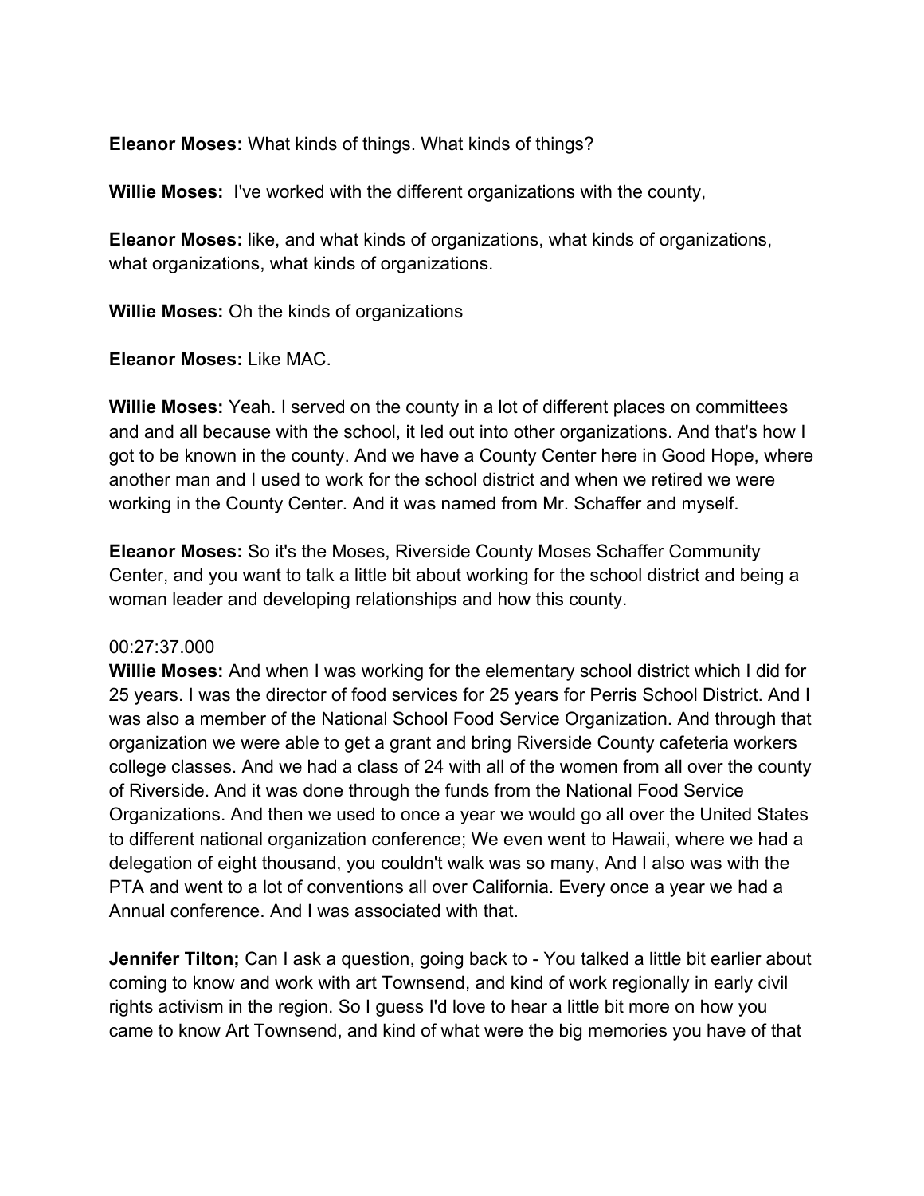**Eleanor Moses:** What kinds of things. What kinds of things?

**Willie Moses:** I've worked with the different organizations with the county,

**Eleanor Moses:** like, and what kinds of organizations, what kinds of organizations, what organizations, what kinds of organizations.

**Willie Moses:** Oh the kinds of organizations

**Eleanor Moses:** Like MAC.

**Willie Moses:** Yeah. I served on the county in a lot of different places on committees and and all because with the school, it led out into other organizations. And that's how I got to be known in the county. And we have a County Center here in Good Hope, where another man and I used to work for the school district and when we retired we were working in the County Center. And it was named from Mr. Schaffer and myself.

**Eleanor Moses:** So it's the Moses, Riverside County Moses Schaffer Community Center, and you want to talk a little bit about working for the school district and being a woman leader and developing relationships and how this county.

00:27:37.000
**Willie Moses:** And when I was working for the elementary school district which I did for 25 years. I was the director of food services for 25 years for Perris School District. And I was also a member of the National School Food Service Organization. And through that organization we were able to get a grant and bring Riverside County cafeteria workers college classes. And we had a class of 24 with all of the women from all over the county of Riverside. And it was done through the funds from the National Food Service Organizations. And then we used to once a year we would go all over the United States to different national organization conference; We even went to Hawaii, where we had a delegation of eight thousand, you couldn't walk was so many, And I also was with the PTA and went to a lot of conventions all over California. Every once a year we had a Annual conference. And I was associated with that.

**Jennifer Tilton;** Can I ask a question, going back to - You talked a little bit earlier about coming to know and work with art Townsend, and kind of work regionally in early civil rights activism in the region. So I guess I'd love to hear a little bit more on how you came to know Art Townsend, and kind of what were the big memories you have of that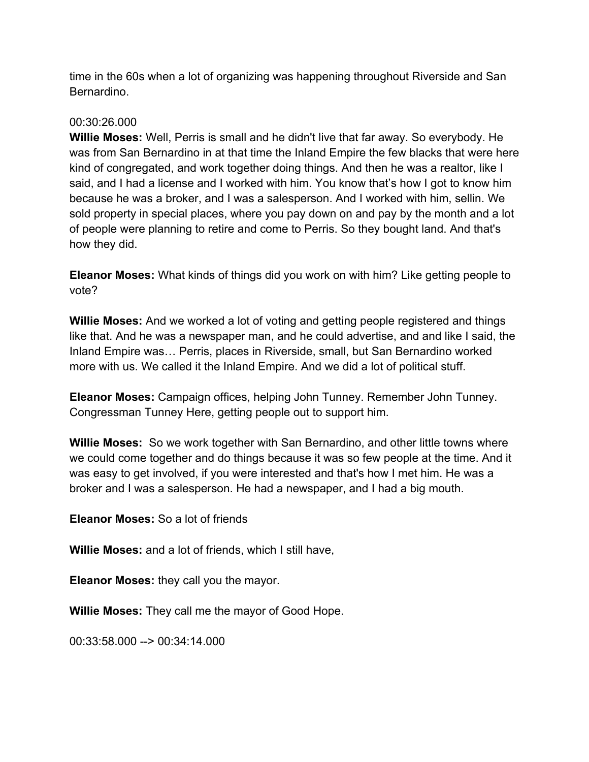time in the 60s when a lot of organizing was happening throughout Riverside and San Bernardino.

00:30:26.000

**Willie Moses:** Well, Perris is small and he didn't live that far away. So everybody. He was from San Bernardino in at that time the Inland Empire the few blacks that were here kind of congregated, and work together doing things. And then he was a realtor, like I said, and I had a license and I worked with him. You know that's how I got to know him because he was a broker, and I was a salesperson. And I worked with him, sellin. We sold property in special places, where you pay down on and pay by the month and a lot of people were planning to retire and come to Perris. So they bought land. And that's how they did.

**Eleanor Moses:** What kinds of things did you work on with him? Like getting people to vote?

**Willie Moses:** And we worked a lot of voting and getting people registered and things like that. And he was a newspaper man, and he could advertise, and and like I said, the Inland Empire was… Perris, places in Riverside, small, but San Bernardino worked more with us. We called it the Inland Empire. And we did a lot of political stuff.

**Eleanor Moses:** Campaign offices, helping John Tunney. Remember John Tunney. Congressman Tunney Here, getting people out to support him.

**Willie Moses:** So we work together with San Bernardino, and other little towns where we could come together and do things because it was so few people at the time. And it was easy to get involved, if you were interested and that's how I met him. He was a broker and I was a salesperson. He had a newspaper, and I had a big mouth.

**Eleanor Moses:** So a lot of friends

**Willie Moses:** and a lot of friends, which I still have,

**Eleanor Moses:** they call you the mayor.

**Willie Moses:** They call me the mayor of Good Hope.

00:33:58.000 --> 00:34:14.000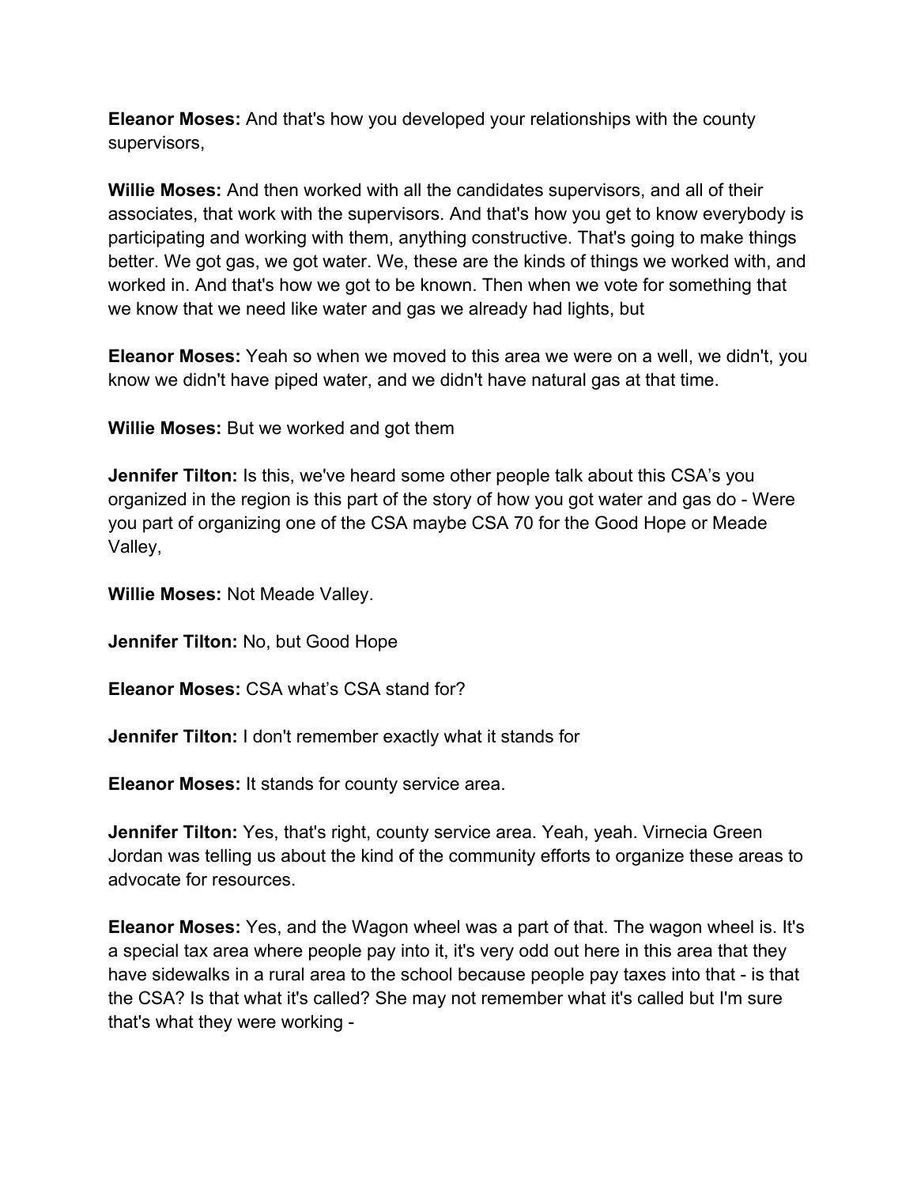**Eleanor Moses:** And that's how you developed your relationships with the county supervisors,

**Willie Moses:** And then worked with all the candidates supervisors, and all of their associates, that work with the supervisors. And that's how you get to know everybody is participating and working with them, anything constructive. That's going to make things better. We got gas, we got water. We, these are the kinds of things we worked with, and worked in. And that's how we got to be known. Then when we vote for something that we know that we need like water and gas we already had lights, but

**Eleanor Moses:** Yeah so when we moved to this area we were on a well, we didn't, you know we didn't have piped water, and we didn't have natural gas at that time.

**Willie Moses:** But we worked and got them

**Jennifer Tilton:** Is this, we've heard some other people talk about this CSA's you organized in the region is this part of the story of how you got water and gas do - Were you part of organizing one of the CSA maybe CSA 70 for the Good Hope or Meade Valley,

**Willie Moses:** Not Meade Valley.

**Jennifer Tilton:** No, but Good Hope

**Eleanor Moses:** CSA what's CSA stand for?

**Jennifer Tilton:** I don't remember exactly what it stands for

**Eleanor Moses:** It stands for county service area.

**Jennifer Tilton:** Yes, that's right, county service area. Yeah, yeah. Virnecia Green Jordan was telling us about the kind of the community efforts to organize these areas to advocate for resources.

**Eleanor Moses:** Yes, and the Wagon wheel was a part of that. The wagon wheel is. It's a special tax area where people pay into it, it's very odd out here in this area that they have sidewalks in a rural area to the school because people pay taxes into that - is that the CSA? Is that what it's called? She may not remember what it's called but I'm sure that's what they were working -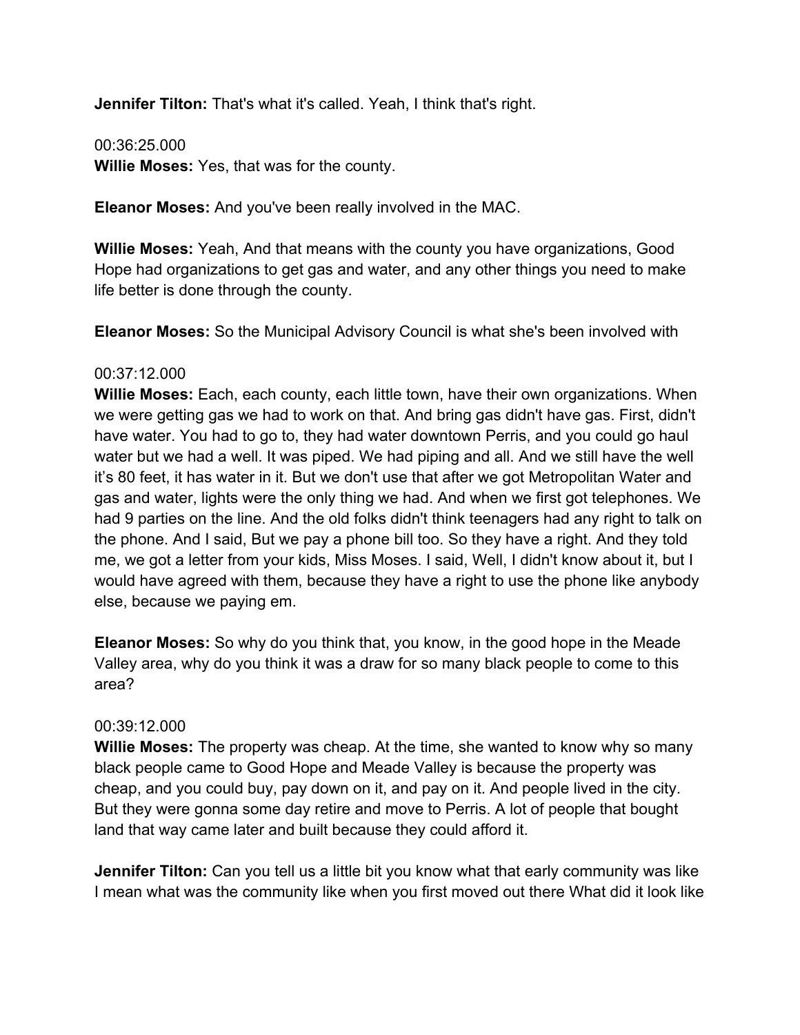**Jennifer Tilton:** That's what it's called. Yeah, I think that's right.

00:36:25.000
**Willie Moses:** Yes, that was for the county.

**Eleanor Moses:** And you've been really involved in the MAC.

**Willie Moses:** Yeah, And that means with the county you have organizations, Good Hope had organizations to get gas and water, and any other things you need to make life better is done through the county.

**Eleanor Moses:** So the Municipal Advisory Council is what she's been involved with

00:37:12.000
**Willie Moses:** Each, each county, each little town, have their own organizations. When we were getting gas we had to work on that. And bring gas didn't have gas. First, didn't have water. You had to go to, they had water downtown Perris, and you could go haul water but we had a well. It was piped. We had piping and all. And we still have the well it's 80 feet, it has water in it. But we don't use that after we got Metropolitan Water and gas and water, lights were the only thing we had. And when we first got telephones. We had 9 parties on the line. And the old folks didn't think teenagers had any right to talk on the phone. And I said, But we pay a phone bill too. So they have a right. And they told me, we got a letter from your kids, Miss Moses. I said, Well, I didn't know about it, but I would have agreed with them, because they have a right to use the phone like anybody else, because we paying em.

**Eleanor Moses:** So why do you think that, you know, in the good hope in the Meade Valley area, why do you think it was a draw for so many black people to come to this area?

00:39:12.000
**Willie Moses:** The property was cheap. At the time, she wanted to know why so many black people came to Good Hope and Meade Valley is because the property was cheap, and you could buy, pay down on it, and pay on it. And people lived in the city. But they were gonna some day retire and move to Perris. A lot of people that bought land that way came later and built because they could afford it.

**Jennifer Tilton:** Can you tell us a little bit you know what that early community was like I mean what was the community like when you first moved out there What did it look like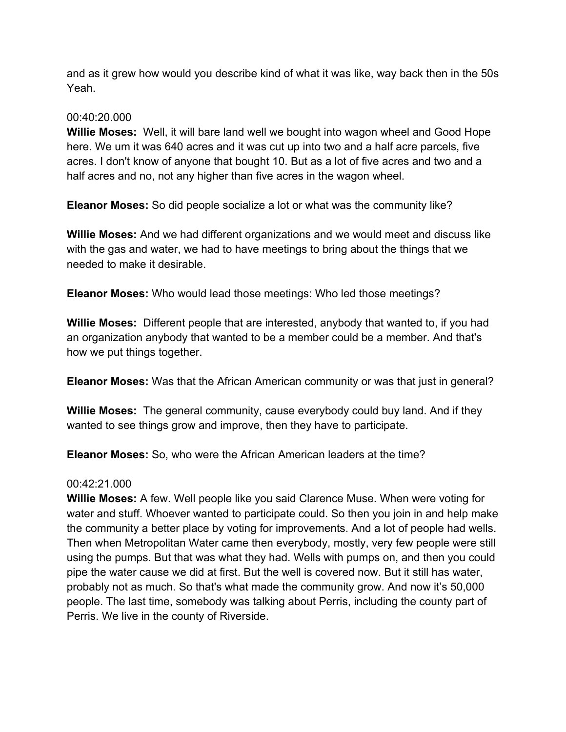and as it grew how would you describe kind of what it was like, way back then in the 50s Yeah.

00:40:20.000

**Willie Moses:** Well, it will bare land well we bought into wagon wheel and Good Hope here. We um it was 640 acres and it was cut up into two and a half acre parcels, five acres. I don't know of anyone that bought 10. But as a lot of five acres and two and a half acres and no, not any higher than five acres in the wagon wheel.

**Eleanor Moses:** So did people socialize a lot or what was the community like?

**Willie Moses:** And we had different organizations and we would meet and discuss like with the gas and water, we had to have meetings to bring about the things that we needed to make it desirable.

**Eleanor Moses:** Who would lead those meetings: Who led those meetings?

**Willie Moses:** Different people that are interested, anybody that wanted to, if you had an organization anybody that wanted to be a member could be a member. And that's how we put things together.

**Eleanor Moses:** Was that the African American community or was that just in general?

**Willie Moses:** The general community, cause everybody could buy land. And if they wanted to see things grow and improve, then they have to participate.

**Eleanor Moses:** So, who were the African American leaders at the time?

00:42:21.000

**Willie Moses:** A few. Well people like you said Clarence Muse. When were voting for water and stuff. Whoever wanted to participate could. So then you join in and help make the community a better place by voting for improvements. And a lot of people had wells. Then when Metropolitan Water came then everybody, mostly, very few people were still using the pumps. But that was what they had. Wells with pumps on, and then you could pipe the water cause we did at first. But the well is covered now. But it still has water, probably not as much. So that's what made the community grow. And now it's 50,000 people. The last time, somebody was talking about Perris, including the county part of Perris. We live in the county of Riverside.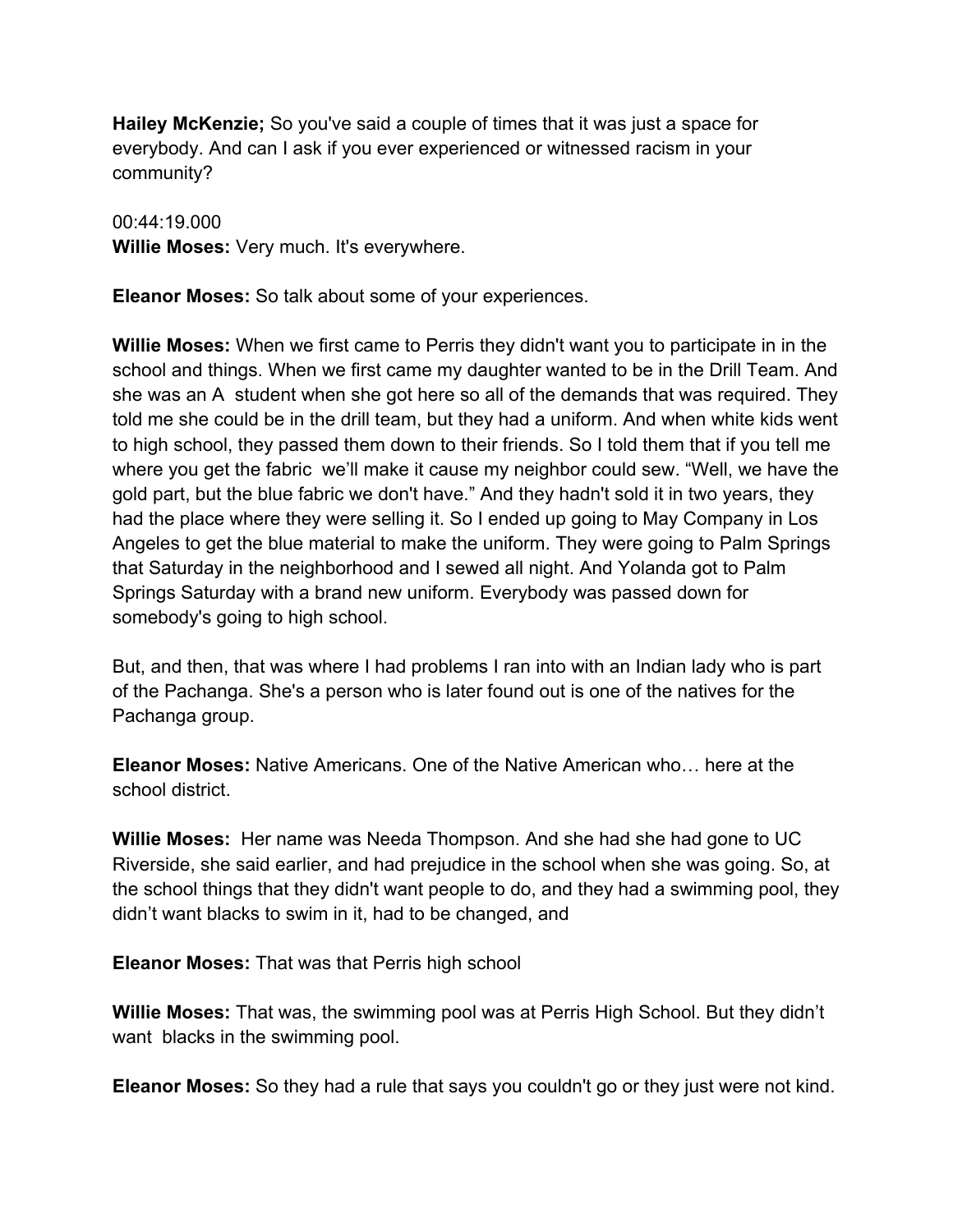**Hailey McKenzie;** So you've said a couple of times that it was just a space for everybody. And can I ask if you ever experienced or witnessed racism in your community?

00:44:19.000

**Willie Moses:** Very much. It's everywhere.

**Eleanor Moses:** So talk about some of your experiences.

**Willie Moses:** When we first came to Perris they didn't want you to participate in in the school and things. When we first came my daughter wanted to be in the Drill Team. And she was an A student when she got here so all of the demands that was required. They told me she could be in the drill team, but they had a uniform. And when white kids went to high school, they passed them down to their friends. So I told them that if you tell me where you get the fabric we'll make it cause my neighbor could sew. "Well, we have the gold part, but the blue fabric we don't have." And they hadn't sold it in two years, they had the place where they were selling it. So I ended up going to May Company in Los Angeles to get the blue material to make the uniform. They were going to Palm Springs that Saturday in the neighborhood and I sewed all night. And Yolanda got to Palm Springs Saturday with a brand new uniform. Everybody was passed down for somebody's going to high school.

But, and then, that was where I had problems I ran into with an Indian lady who is part of the Pachanga. She's a person who is later found out is one of the natives for the Pachanga group.

**Eleanor Moses:** Native Americans. One of the Native American who… here at the school district.

**Willie Moses:** Her name was Needa Thompson. And she had she had gone to UC Riverside, she said earlier, and had prejudice in the school when she was going. So, at the school things that they didn't want people to do, and they had a swimming pool, they didn't want blacks to swim in it, had to be changed, and

**Eleanor Moses:** That was that Perris high school

**Willie Moses:** That was, the swimming pool was at Perris High School. But they didn't want blacks in the swimming pool.

**Eleanor Moses:** So they had a rule that says you couldn't go or they just were not kind.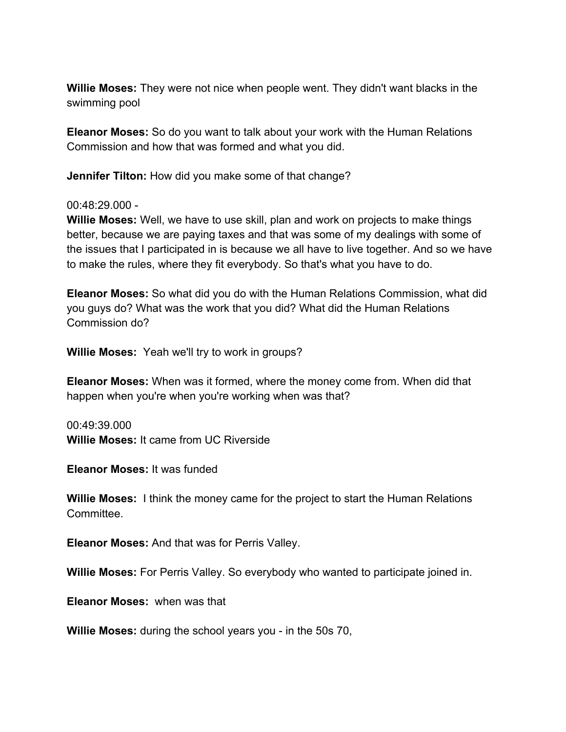**Willie Moses:** They were not nice when people went. They didn't want blacks in the swimming pool

**Eleanor Moses:** So do you want to talk about your work with the Human Relations Commission and how that was formed and what you did.

**Jennifer Tilton:** How did you make some of that change?

00:48:29.000 -

**Willie Moses:** Well, we have to use skill, plan and work on projects to make things better, because we are paying taxes and that was some of my dealings with some of the issues that I participated in is because we all have to live together. And so we have to make the rules, where they fit everybody. So that's what you have to do.

**Eleanor Moses:** So what did you do with the Human Relations Commission, what did you guys do? What was the work that you did? What did the Human Relations Commission do?

**Willie Moses:** Yeah we'll try to work in groups?

**Eleanor Moses:** When was it formed, where the money come from. When did that happen when you're when you're working when was that?

00:49:39.000

**Willie Moses:** It came from UC Riverside

**Eleanor Moses:** It was funded

**Willie Moses:** I think the money came for the project to start the Human Relations Committee.

**Eleanor Moses:** And that was for Perris Valley.

**Willie Moses:** For Perris Valley. So everybody who wanted to participate joined in.

**Eleanor Moses:** when was that

**Willie Moses:** during the school years you - in the 50s 70,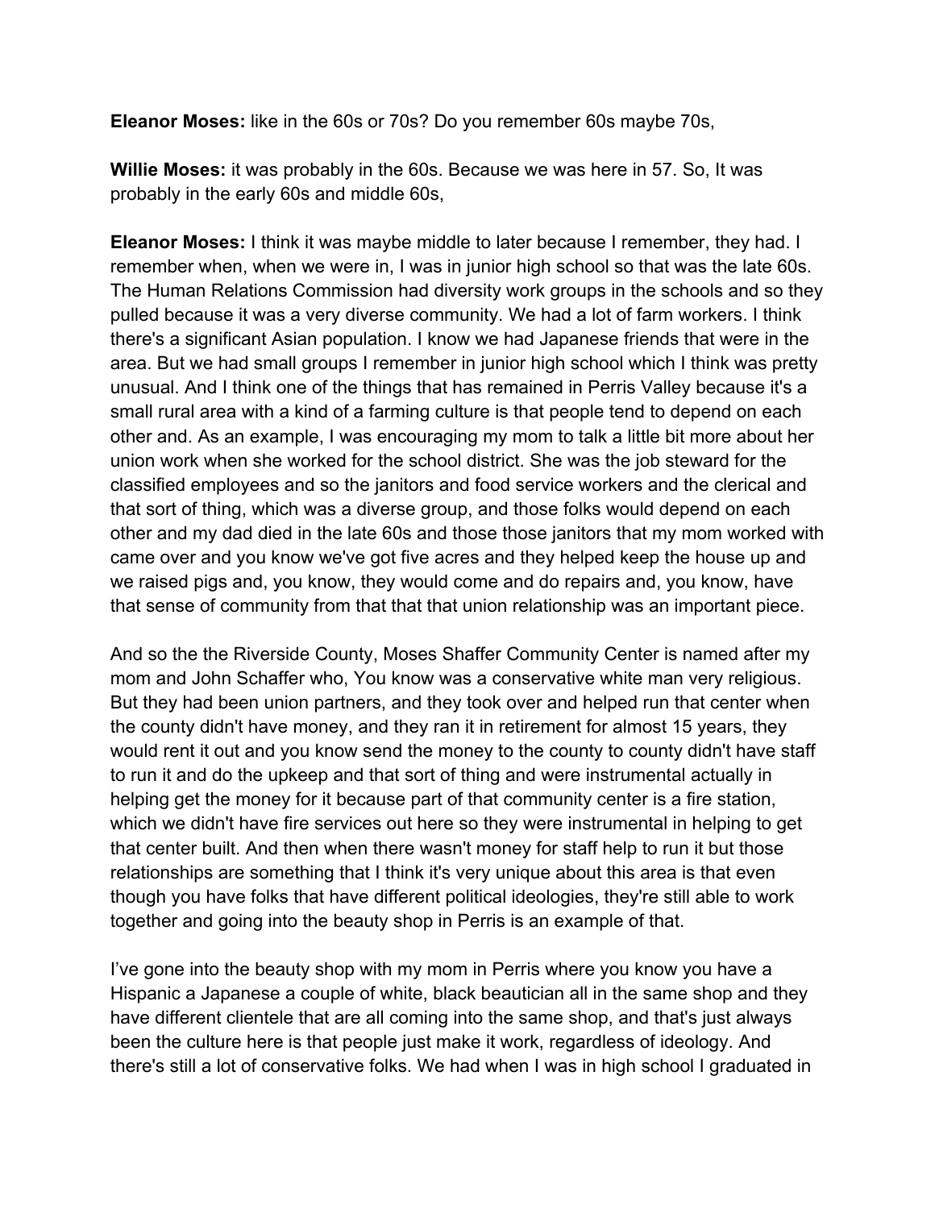**Eleanor Moses:** like in the 60s or 70s? Do you remember 60s maybe 70s,

**Willie Moses:** it was probably in the 60s. Because we was here in 57. So, It was probably in the early 60s and middle 60s,

**Eleanor Moses:** I think it was maybe middle to later because I remember, they had. I remember when, when we were in, I was in junior high school so that was the late 60s. The Human Relations Commission had diversity work groups in the schools and so they pulled because it was a very diverse community. We had a lot of farm workers. I think there's a significant Asian population. I know we had Japanese friends that were in the area. But we had small groups I remember in junior high school which I think was pretty unusual. And I think one of the things that has remained in Perris Valley because it's a small rural area with a kind of a farming culture is that people tend to depend on each other and. As an example, I was encouraging my mom to talk a little bit more about her union work when she worked for the school district. She was the job steward for the classified employees and so the janitors and food service workers and the clerical and that sort of thing, which was a diverse group, and those folks would depend on each other and my dad died in the late 60s and those those janitors that my mom worked with came over and you know we've got five acres and they helped keep the house up and we raised pigs and, you know, they would come and do repairs and, you know, have that sense of community from that that that union relationship was an important piece.

And so the the Riverside County, Moses Shaffer Community Center is named after my mom and John Schaffer who, You know was a conservative white man very religious. But they had been union partners, and they took over and helped run that center when the county didn't have money, and they ran it in retirement for almost 15 years, they would rent it out and you know send the money to the county to county didn't have staff to run it and do the upkeep and that sort of thing and were instrumental actually in helping get the money for it because part of that community center is a fire station, which we didn't have fire services out here so they were instrumental in helping to get that center built. And then when there wasn't money for staff help to run it but those relationships are something that I think it's very unique about this area is that even though you have folks that have different political ideologies, they're still able to work together and going into the beauty shop in Perris is an example of that.

I've gone into the beauty shop with my mom in Perris where you know you have a Hispanic a Japanese a couple of white, black beautician all in the same shop and they have different clientele that are all coming into the same shop, and that's just always been the culture here is that people just make it work, regardless of ideology. And there's still a lot of conservative folks. We had when I was in high school I graduated in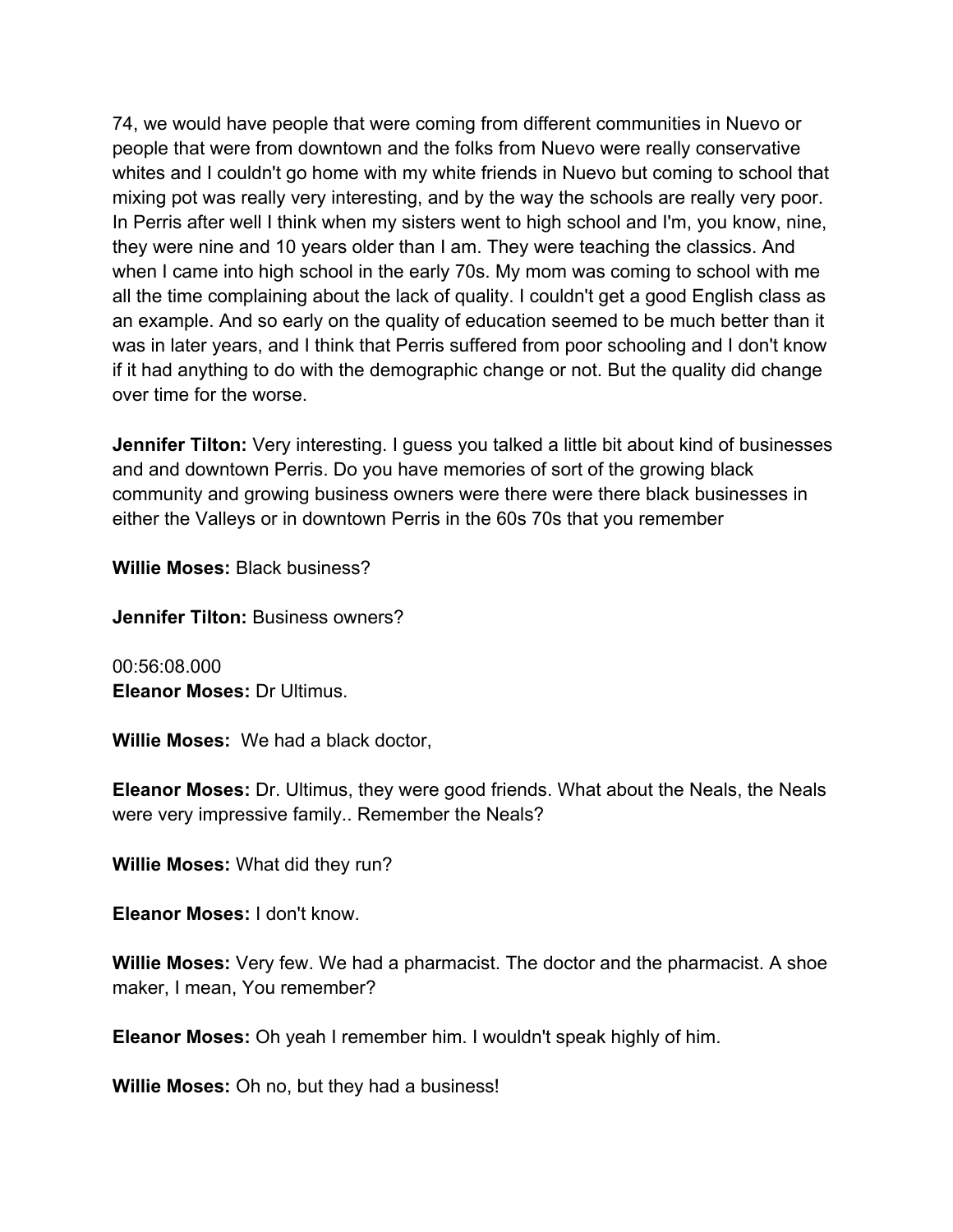74, we would have people that were coming from different communities in Nuevo or people that were from downtown and the folks from Nuevo were really conservative whites and I couldn't go home with my white friends in Nuevo but coming to school that mixing pot was really very interesting, and by the way the schools are really very poor. In Perris after well I think when my sisters went to high school and I'm, you know, nine, they were nine and 10 years older than I am. They were teaching the classics. And when I came into high school in the early 70s. My mom was coming to school with me all the time complaining about the lack of quality. I couldn't get a good English class as an example. And so early on the quality of education seemed to be much better than it was in later years, and I think that Perris suffered from poor schooling and I don't know if it had anything to do with the demographic change or not. But the quality did change over time for the worse.

**Jennifer Tilton:** Very interesting. I guess you talked a little bit about kind of businesses and and downtown Perris. Do you have memories of sort of the growing black community and growing business owners were there were there black businesses in either the Valleys or in downtown Perris in the 60s 70s that you remember

**Willie Moses:** Black business?

**Jennifer Tilton:** Business owners?

00:56:08.000
**Eleanor Moses:** Dr Ultimus.

**Willie Moses:** We had a black doctor,

**Eleanor Moses:** Dr. Ultimus, they were good friends. What about the Neals, the Neals were very impressive family.. Remember the Neals?

**Willie Moses:** What did they run?

**Eleanor Moses:** I don't know.

**Willie Moses:** Very few. We had a pharmacist. The doctor and the pharmacist. A shoe maker, I mean, You remember?

**Eleanor Moses:** Oh yeah I remember him. I wouldn't speak highly of him.

**Willie Moses:** Oh no, but they had a business!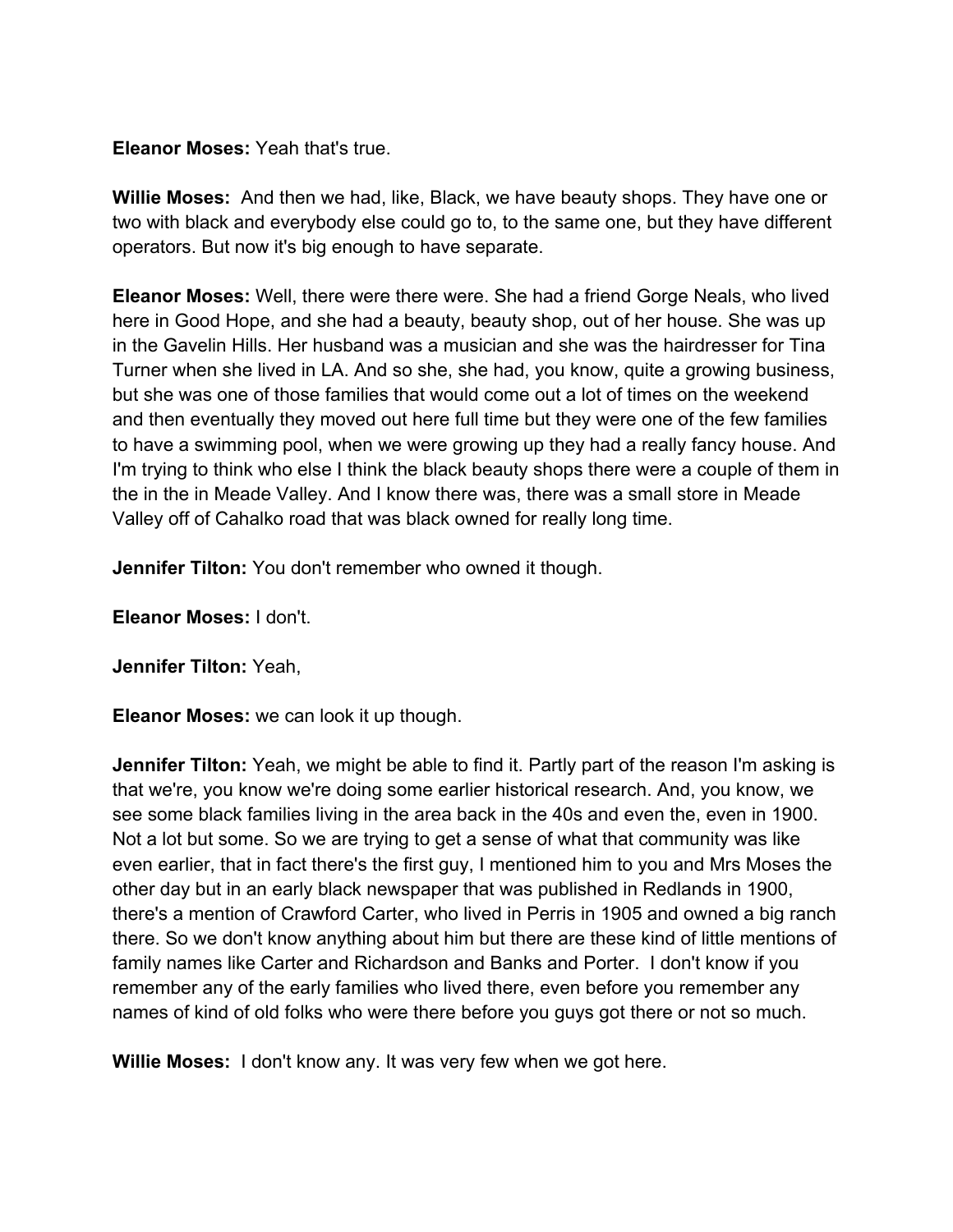**Eleanor Moses:** Yeah that's true.

**Willie Moses:** And then we had, like, Black, we have beauty shops. They have one or two with black and everybody else could go to, to the same one, but they have different operators. But now it's big enough to have separate.

**Eleanor Moses:** Well, there were there were. She had a friend Gorge Neals, who lived here in Good Hope, and she had a beauty, beauty shop, out of her house. She was up in the Gavelin Hills. Her husband was a musician and she was the hairdresser for Tina Turner when she lived in LA. And so she, she had, you know, quite a growing business, but she was one of those families that would come out a lot of times on the weekend and then eventually they moved out here full time but they were one of the few families to have a swimming pool, when we were growing up they had a really fancy house. And I'm trying to think who else I think the black beauty shops there were a couple of them in the in the in Meade Valley. And I know there was, there was a small store in Meade Valley off of Cahalko road that was black owned for really long time.

**Jennifer Tilton:** You don't remember who owned it though.

**Eleanor Moses:** I don't.

**Jennifer Tilton:** Yeah,

**Eleanor Moses:** we can look it up though.

**Jennifer Tilton:** Yeah, we might be able to find it. Partly part of the reason I'm asking is that we're, you know we're doing some earlier historical research. And, you know, we see some black families living in the area back in the 40s and even the, even in 1900. Not a lot but some. So we are trying to get a sense of what that community was like even earlier, that in fact there's the first guy, I mentioned him to you and Mrs Moses the other day but in an early black newspaper that was published in Redlands in 1900, there's a mention of Crawford Carter, who lived in Perris in 1905 and owned a big ranch there. So we don't know anything about him but there are these kind of little mentions of family names like Carter and Richardson and Banks and Porter. I don't know if you remember any of the early families who lived there, even before you remember any names of kind of old folks who were there before you guys got there or not so much.

**Willie Moses:** I don't know any. It was very few when we got here.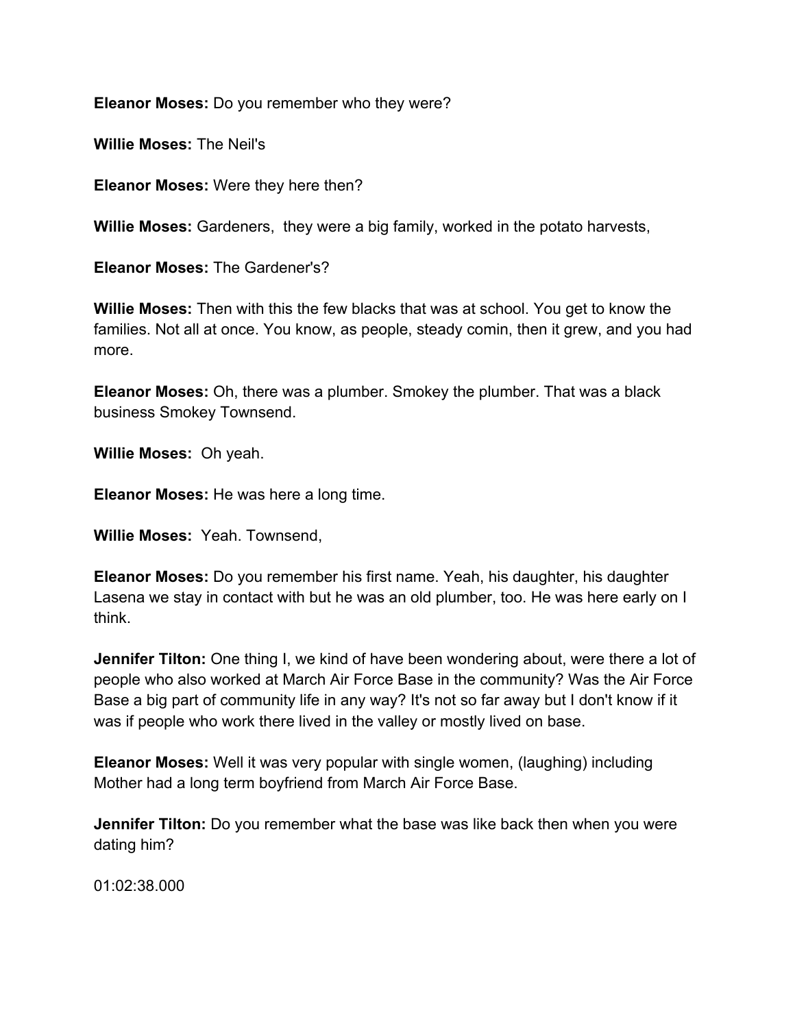**Eleanor Moses:** Do you remember who they were?

**Willie Moses:** The Neil's

**Eleanor Moses:** Were they here then?

**Willie Moses:** Gardeners,  they were a big family, worked in the potato harvests,

**Eleanor Moses:** The Gardener's?

**Willie Moses:** Then with this the few blacks that was at school. You get to know the families. Not all at once. You know, as people, steady comin, then it grew, and you had more.

**Eleanor Moses:** Oh, there was a plumber. Smokey the plumber. That was a black business Smokey Townsend.

**Willie Moses:**  Oh yeah.

**Eleanor Moses:** He was here a long time.

**Willie Moses:**  Yeah. Townsend,

**Eleanor Moses:** Do you remember his first name. Yeah, his daughter, his daughter Lasena we stay in contact with but he was an old plumber, too. He was here early on I think.

**Jennifer Tilton:** One thing I, we kind of have been wondering about, were there a lot of people who also worked at March Air Force Base in the community? Was the Air Force Base a big part of community life in any way? It's not so far away but I don't know if it was if people who work there lived in the valley or mostly lived on base.

**Eleanor Moses:** Well it was very popular with single women, (laughing) including Mother had a long term boyfriend from March Air Force Base.

**Jennifer Tilton:** Do you remember what the base was like back then when you were dating him?

01:02:38.000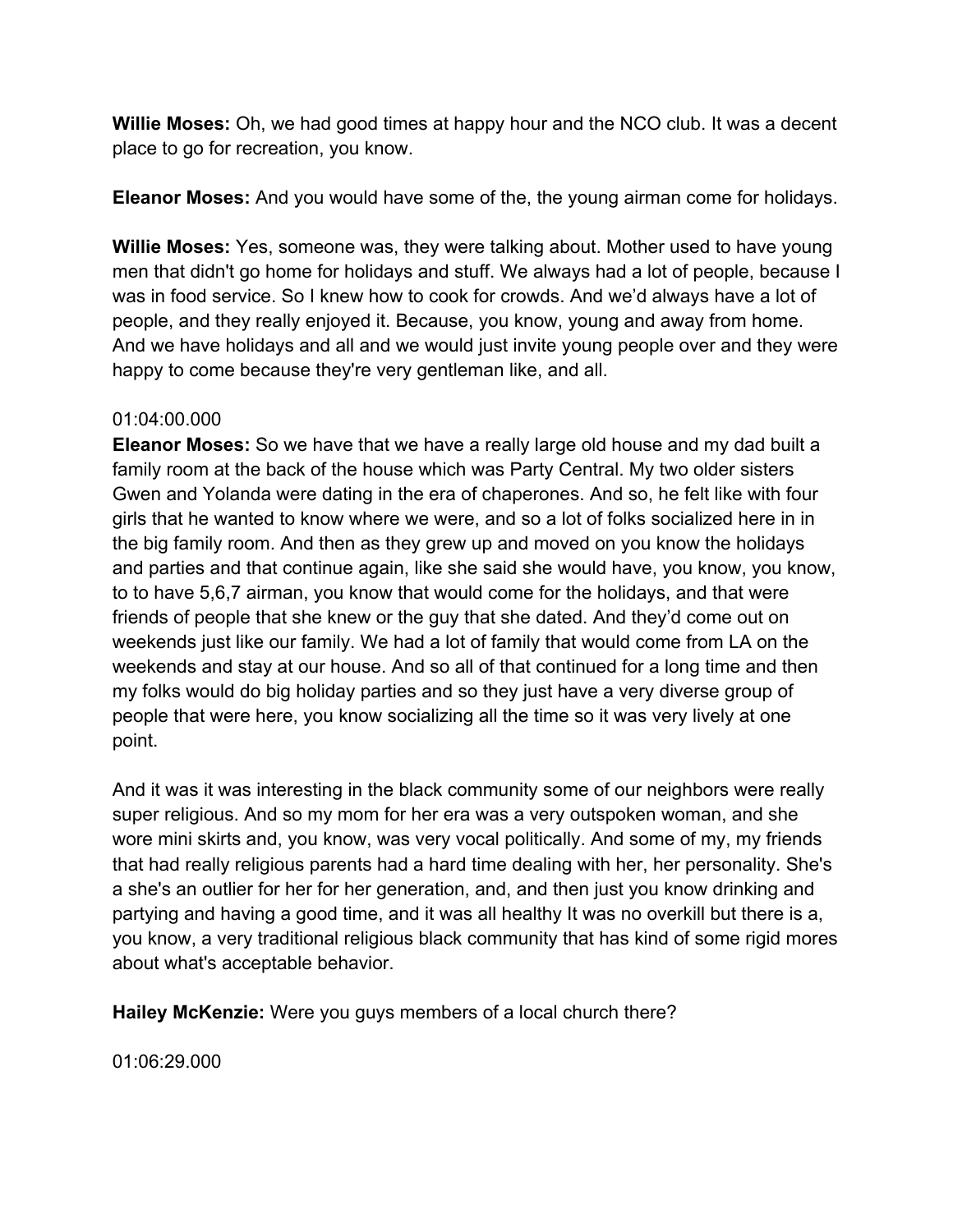**Willie Moses:** Oh, we had good times at happy hour and the NCO club. It was a decent place to go for recreation, you know.

**Eleanor Moses:** And you would have some of the, the young airman come for holidays.

**Willie Moses:** Yes, someone was, they were talking about. Mother used to have young men that didn't go home for holidays and stuff. We always had a lot of people, because I was in food service. So I knew how to cook for crowds. And we'd always have a lot of people, and they really enjoyed it. Because, you know, young and away from home. And we have holidays and all and we would just invite young people over and they were happy to come because they're very gentleman like, and all.

01:04:00.000

**Eleanor Moses:** So we have that we have a really large old house and my dad built a family room at the back of the house which was Party Central. My two older sisters Gwen and Yolanda were dating in the era of chaperones. And so, he felt like with four girls that he wanted to know where we were, and so a lot of folks socialized here in in the big family room. And then as they grew up and moved on you know the holidays and parties and that continue again, like she said she would have, you know, you know, to to have 5,6,7 airman, you know that would come for the holidays, and that were friends of people that she knew or the guy that she dated. And they'd come out on weekends just like our family. We had a lot of family that would come from LA on the weekends and stay at our house. And so all of that continued for a long time and then my folks would do big holiday parties and so they just have a very diverse group of people that were here, you know socializing all the time so it was very lively at one point.

And it was it was interesting in the black community some of our neighbors were really super religious. And so my mom for her era was a very outspoken woman, and she wore mini skirts and, you know, was very vocal politically. And some of my, my friends that had really religious parents had a hard time dealing with her, her personality. She's a she's an outlier for her for her generation, and, and then just you know drinking and partying and having a good time, and it was all healthy It was no overkill but there is a, you know, a very traditional religious black community that has kind of some rigid mores about what's acceptable behavior.

**Hailey McKenzie:** Were you guys members of a local church there?

01:06:29.000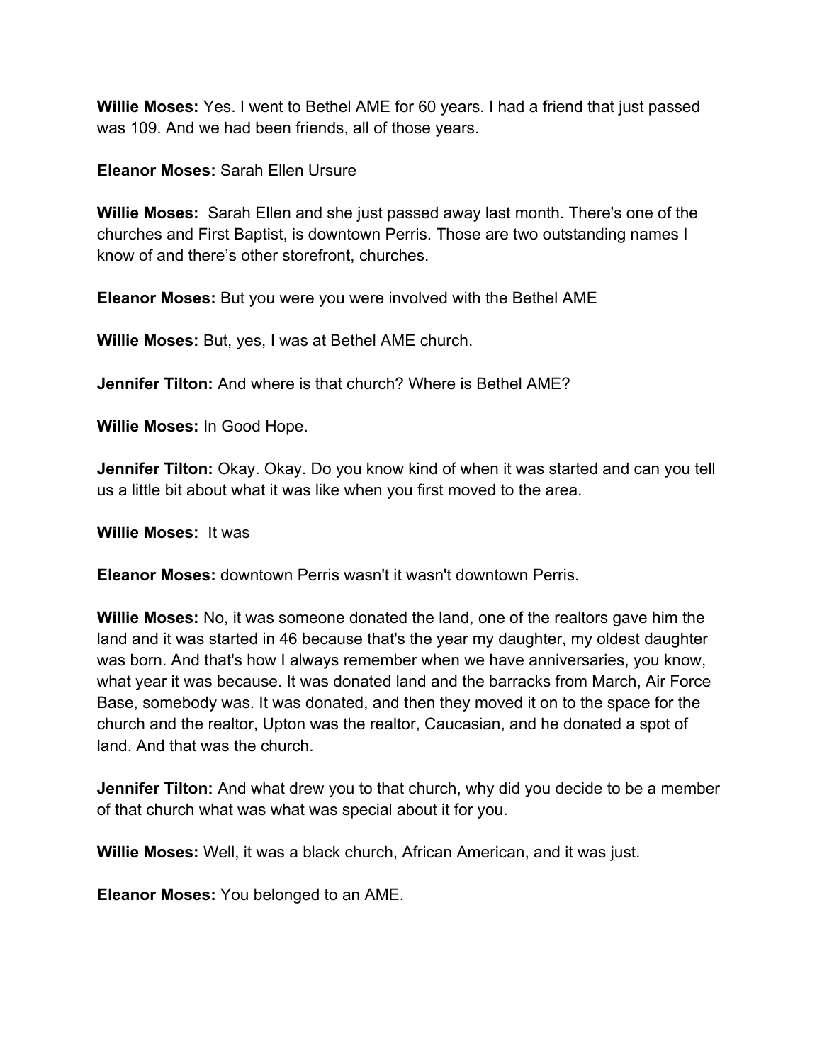**Willie Moses:** Yes. I went to Bethel AME for 60 years. I had a friend that just passed was 109. And we had been friends, all of those years.

**Eleanor Moses:** Sarah Ellen Ursure

**Willie Moses:** Sarah Ellen and she just passed away last month. There's one of the churches and First Baptist, is downtown Perris. Those are two outstanding names I know of and there's other storefront, churches.

**Eleanor Moses:** But you were you were involved with the Bethel AME

**Willie Moses:** But, yes, I was at Bethel AME church.

**Jennifer Tilton:** And where is that church? Where is Bethel AME?

**Willie Moses:** In Good Hope.

**Jennifer Tilton:** Okay. Okay. Do you know kind of when it was started and can you tell us a little bit about what it was like when you first moved to the area.

**Willie Moses:** It was

**Eleanor Moses:** downtown Perris wasn't it wasn't downtown Perris.

**Willie Moses:** No, it was someone donated the land, one of the realtors gave him the land and it was started in 46 because that's the year my daughter, my oldest daughter was born. And that's how I always remember when we have anniversaries, you know, what year it was because. It was donated land and the barracks from March, Air Force Base, somebody was. It was donated, and then they moved it on to the space for the church and the realtor, Upton was the realtor, Caucasian, and he donated a spot of land. And that was the church.

**Jennifer Tilton:** And what drew you to that church, why did you decide to be a member of that church what was what was special about it for you.

**Willie Moses:** Well, it was a black church, African American, and it was just.

**Eleanor Moses:** You belonged to an AME.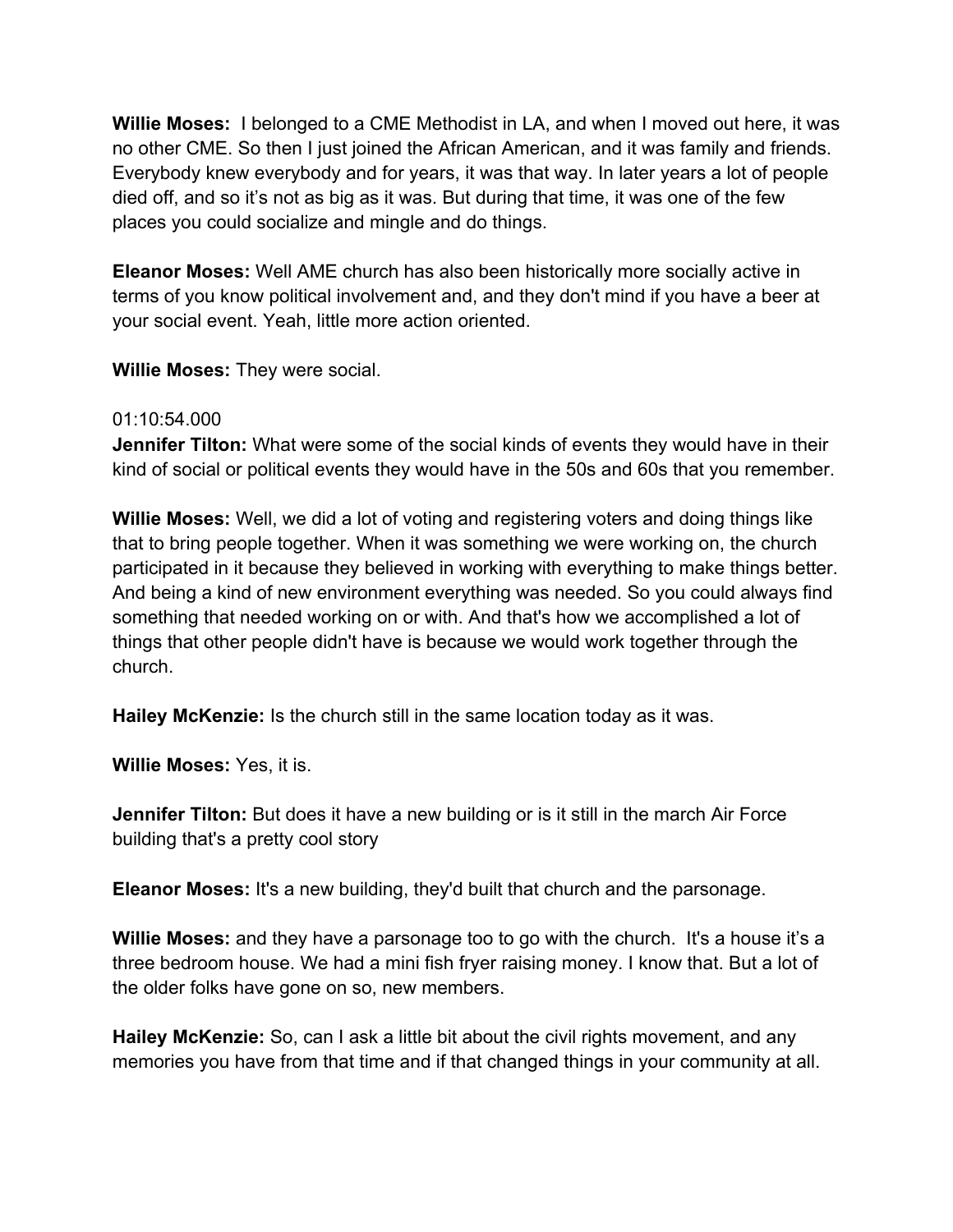**Willie Moses:** I belonged to a CME Methodist in LA, and when I moved out here, it was no other CME. So then I just joined the African American, and it was family and friends. Everybody knew everybody and for years, it was that way. In later years a lot of people died off, and so it's not as big as it was. But during that time, it was one of the few places you could socialize and mingle and do things.

**Eleanor Moses:** Well AME church has also been historically more socially active in terms of you know political involvement and, and they don't mind if you have a beer at your social event. Yeah, little more action oriented.

**Willie Moses:** They were social.

01:10:54.000

**Jennifer Tilton:** What were some of the social kinds of events they would have in their kind of social or political events they would have in the 50s and 60s that you remember.

**Willie Moses:** Well, we did a lot of voting and registering voters and doing things like that to bring people together. When it was something we were working on, the church participated in it because they believed in working with everything to make things better. And being a kind of new environment everything was needed. So you could always find something that needed working on or with. And that's how we accomplished a lot of things that other people didn't have is because we would work together through the church.

**Hailey McKenzie:** Is the church still in the same location today as it was.

**Willie Moses:** Yes, it is.

**Jennifer Tilton:** But does it have a new building or is it still in the march Air Force building that's a pretty cool story

**Eleanor Moses:** It's a new building, they'd built that church and the parsonage.

**Willie Moses:** and they have a parsonage too to go with the church. It's a house it's a three bedroom house. We had a mini fish fryer raising money. I know that. But a lot of the older folks have gone on so, new members.

**Hailey McKenzie:** So, can I ask a little bit about the civil rights movement, and any memories you have from that time and if that changed things in your community at all.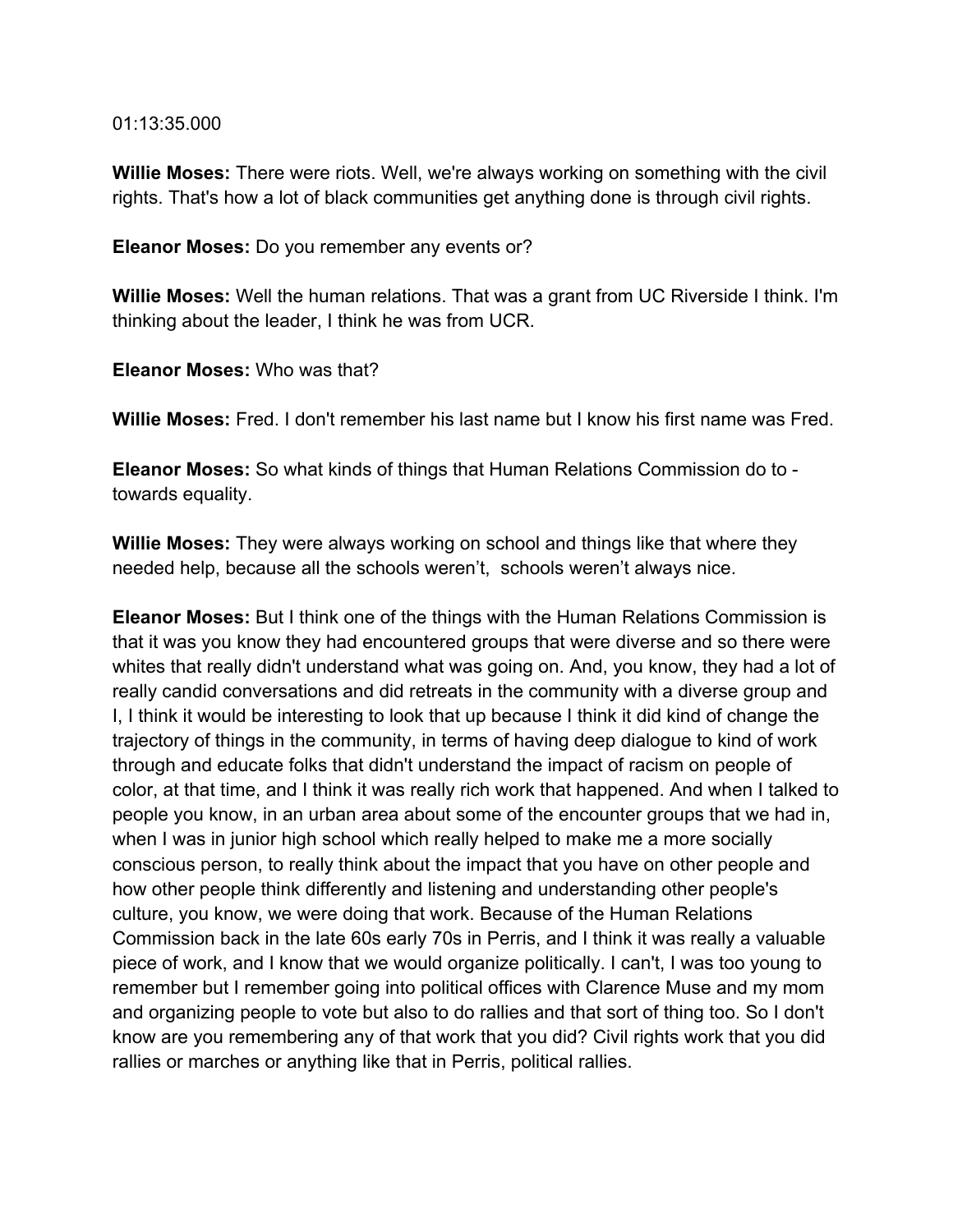01:13:35.000

**Willie Moses:** There were riots. Well, we're always working on something with the civil rights. That's how a lot of black communities get anything done is through civil rights.

**Eleanor Moses:** Do you remember any events or?

**Willie Moses:** Well the human relations. That was a grant from UC Riverside I think. I'm thinking about the leader, I think he was from UCR.

**Eleanor Moses:** Who was that?

**Willie Moses:** Fred. I don't remember his last name but I know his first name was Fred.

**Eleanor Moses:** So what kinds of things that Human Relations Commission do to - towards equality.

**Willie Moses:** They were always working on school and things like that where they needed help, because all the schools weren't,  schools weren't always nice.

**Eleanor Moses:** But I think one of the things with the Human Relations Commission is that it was you know they had encountered groups that were diverse and so there were whites that really didn't understand what was going on. And, you know, they had a lot of really candid conversations and did retreats in the community with a diverse group and I, I think it would be interesting to look that up because I think it did kind of change the trajectory of things in the community, in terms of having deep dialogue to kind of work through and educate folks that didn't understand the impact of racism on people of color, at that time, and I think it was really rich work that happened. And when I talked to people you know, in an urban area about some of the encounter groups that we had in, when I was in junior high school which really helped to make me a more socially conscious person, to really think about the impact that you have on other people and how other people think differently and listening and understanding other people's culture, you know, we were doing that work. Because of the Human Relations Commission back in the late 60s early 70s in Perris, and I think it was really a valuable piece of work, and I know that we would organize politically. I can't, I was too young to remember but I remember going into political offices with Clarence Muse and my mom and organizing people to vote but also to do rallies and that sort of thing too. So I don't know are you remembering any of that work that you did? Civil rights work that you did rallies or marches or anything like that in Perris, political rallies.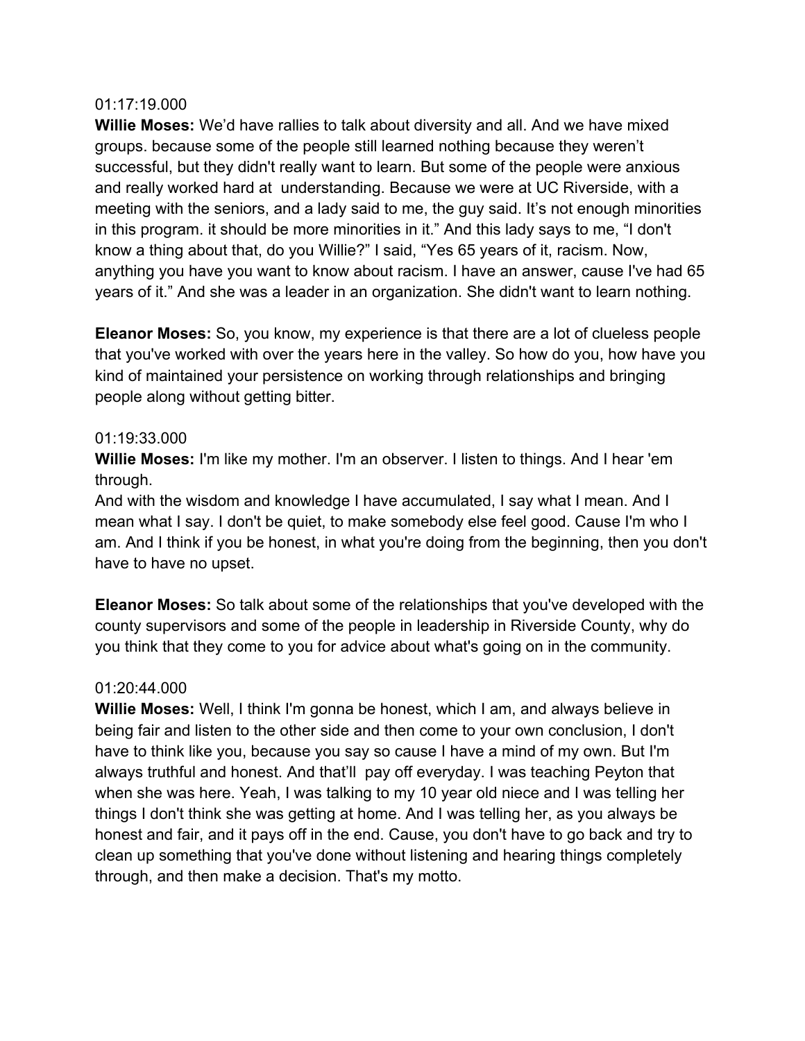01:17:19.000

**Willie Moses:** We'd have rallies to talk about diversity and all. And we have mixed groups. because some of the people still learned nothing because they weren't successful, but they didn't really want to learn. But some of the people were anxious and really worked hard at  understanding. Because we were at UC Riverside, with a meeting with the seniors, and a lady said to me, the guy said. It's not enough minorities in this program. it should be more minorities in it." And this lady says to me, "I don't know a thing about that, do you Willie?" I said, "Yes 65 years of it, racism. Now, anything you have you want to know about racism. I have an answer, cause I've had 65 years of it." And she was a leader in an organization. She didn't want to learn nothing.

**Eleanor Moses:** So, you know, my experience is that there are a lot of clueless people that you've worked with over the years here in the valley. So how do you, how have you kind of maintained your persistence on working through relationships and bringing people along without getting bitter.

01:19:33.000

**Willie Moses:** I'm like my mother. I'm an observer. I listen to things. And I hear 'em through.
And with the wisdom and knowledge I have accumulated, I say what I mean. And I mean what I say. I don't be quiet, to make somebody else feel good. Cause I'm who I am. And I think if you be honest, in what you're doing from the beginning, then you don't have to have no upset.

**Eleanor Moses:** So talk about some of the relationships that you've developed with the county supervisors and some of the people in leadership in Riverside County, why do you think that they come to you for advice about what's going on in the community.

01:20:44.000

**Willie Moses:** Well, I think I'm gonna be honest, which I am, and always believe in being fair and listen to the other side and then come to your own conclusion, I don't have to think like you, because you say so cause I have a mind of my own. But I'm always truthful and honest. And that'll  pay off everyday. I was teaching Peyton that when she was here. Yeah, I was talking to my 10 year old niece and I was telling her things I don't think she was getting at home. And I was telling her, as you always be honest and fair, and it pays off in the end. Cause, you don't have to go back and try to clean up something that you've done without listening and hearing things completely through, and then make a decision. That's my motto.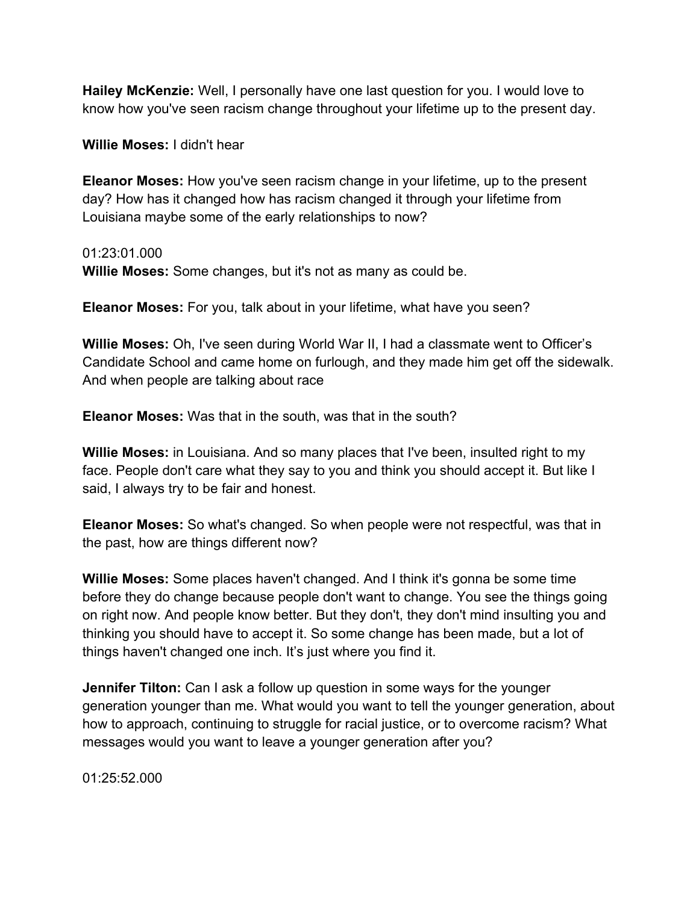**Hailey McKenzie:** Well, I personally have one last question for you. I would love to know how you've seen racism change throughout your lifetime up to the present day.

**Willie Moses:** I didn't hear

**Eleanor Moses:** How you've seen racism change in your lifetime, up to the present day? How has it changed how has racism changed it through your lifetime from Louisiana maybe some of the early relationships to now?

01:23:01.000
**Willie Moses:** Some changes, but it's not as many as could be.

**Eleanor Moses:** For you, talk about in your lifetime, what have you seen?

**Willie Moses:** Oh, I've seen during World War II, I had a classmate went to Officer's Candidate School and came home on furlough, and they made him get off the sidewalk. And when people are talking about race

**Eleanor Moses:** Was that in the south, was that in the south?

**Willie Moses:** in Louisiana. And so many places that I've been, insulted right to my face. People don't care what they say to you and think you should accept it. But like I said, I always try to be fair and honest.

**Eleanor Moses:** So what's changed. So when people were not respectful, was that in the past, how are things different now?

**Willie Moses:** Some places haven't changed. And I think it's gonna be some time before they do change because people don't want to change. You see the things going on right now. And people know better. But they don't, they don't mind insulting you and thinking you should have to accept it. So some change has been made, but a lot of things haven't changed one inch. It's just where you find it.

**Jennifer Tilton:** Can I ask a follow up question in some ways for the younger generation younger than me. What would you want to tell the younger generation, about how to approach, continuing to struggle for racial justice, or to overcome racism? What messages would you want to leave a younger generation after you?

01:25:52.000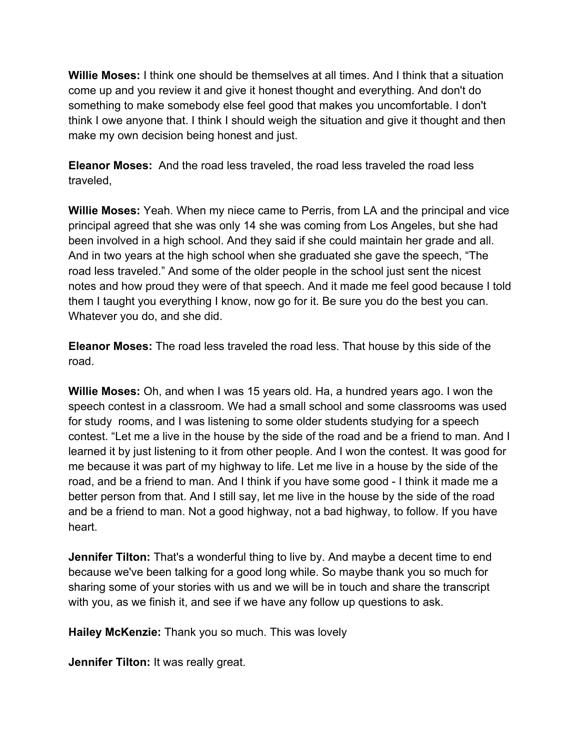**Willie Moses:** I think one should be themselves at all times. And I think that a situation come up and you review it and give it honest thought and everything. And don't do something to make somebody else feel good that makes you uncomfortable. I don't think I owe anyone that. I think I should weigh the situation and give it thought and then make my own decision being honest and just.

**Eleanor Moses:** And the road less traveled, the road less traveled the road less traveled,

**Willie Moses:** Yeah. When my niece came to Perris, from LA and the principal and vice principal agreed that she was only 14 she was coming from Los Angeles, but she had been involved in a high school. And they said if she could maintain her grade and all. And in two years at the high school when she graduated she gave the speech, “The road less traveled.” And some of the older people in the school just sent the nicest notes and how proud they were of that speech. And it made me feel good because I told them I taught you everything I know, now go for it. Be sure you do the best you can. Whatever you do, and she did.

**Eleanor Moses:** The road less traveled the road less. That house by this side of the road.

**Willie Moses:** Oh, and when I was 15 years old. Ha, a hundred years ago. I won the speech contest in a classroom. We had a small school and some classrooms was used for study rooms, and I was listening to some older students studying for a speech contest. “Let me a live in the house by the side of the road and be a friend to man. And I learned it by just listening to it from other people. And I won the contest. It was good for me because it was part of my highway to life. Let me live in a house by the side of the road, and be a friend to man. And I think if you have some good - I think it made me a better person from that. And I still say, let me live in the house by the side of the road and be a friend to man. Not a good highway, not a bad highway, to follow. If you have heart.

**Jennifer Tilton:** That's a wonderful thing to live by. And maybe a decent time to end because we've been talking for a good long while. So maybe thank you so much for sharing some of your stories with us and we will be in touch and share the transcript with you, as we finish it, and see if we have any follow up questions to ask.

**Hailey McKenzie:** Thank you so much. This was lovely

**Jennifer Tilton:** It was really great.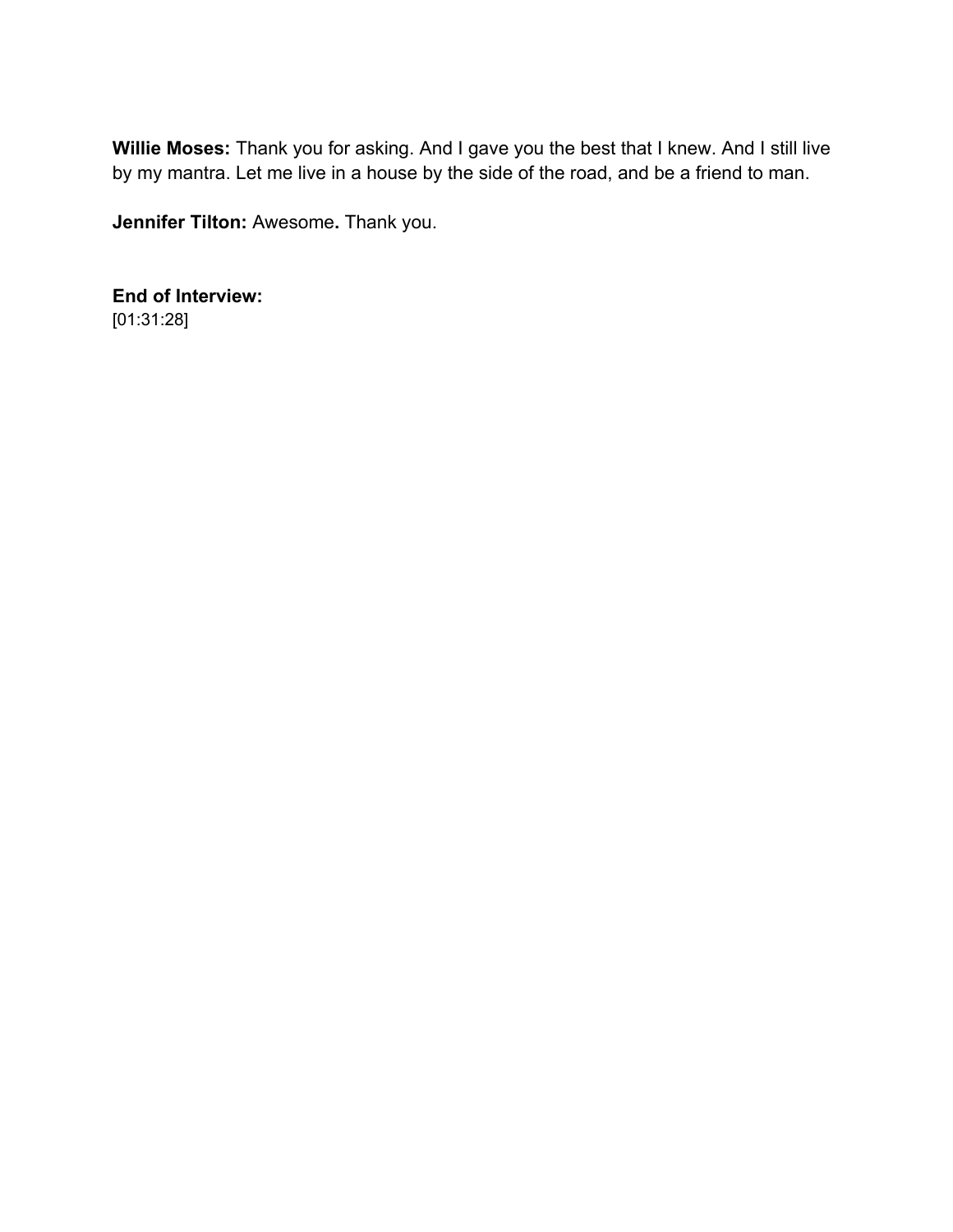**Willie Moses:** Thank you for asking. And I gave you the best that I knew. And I still live by my mantra. Let me live in a house by the side of the road, and be a friend to man.

**Jennifer Tilton:** Awesome**.** Thank you.

**End of Interview:**
[01:31:28]